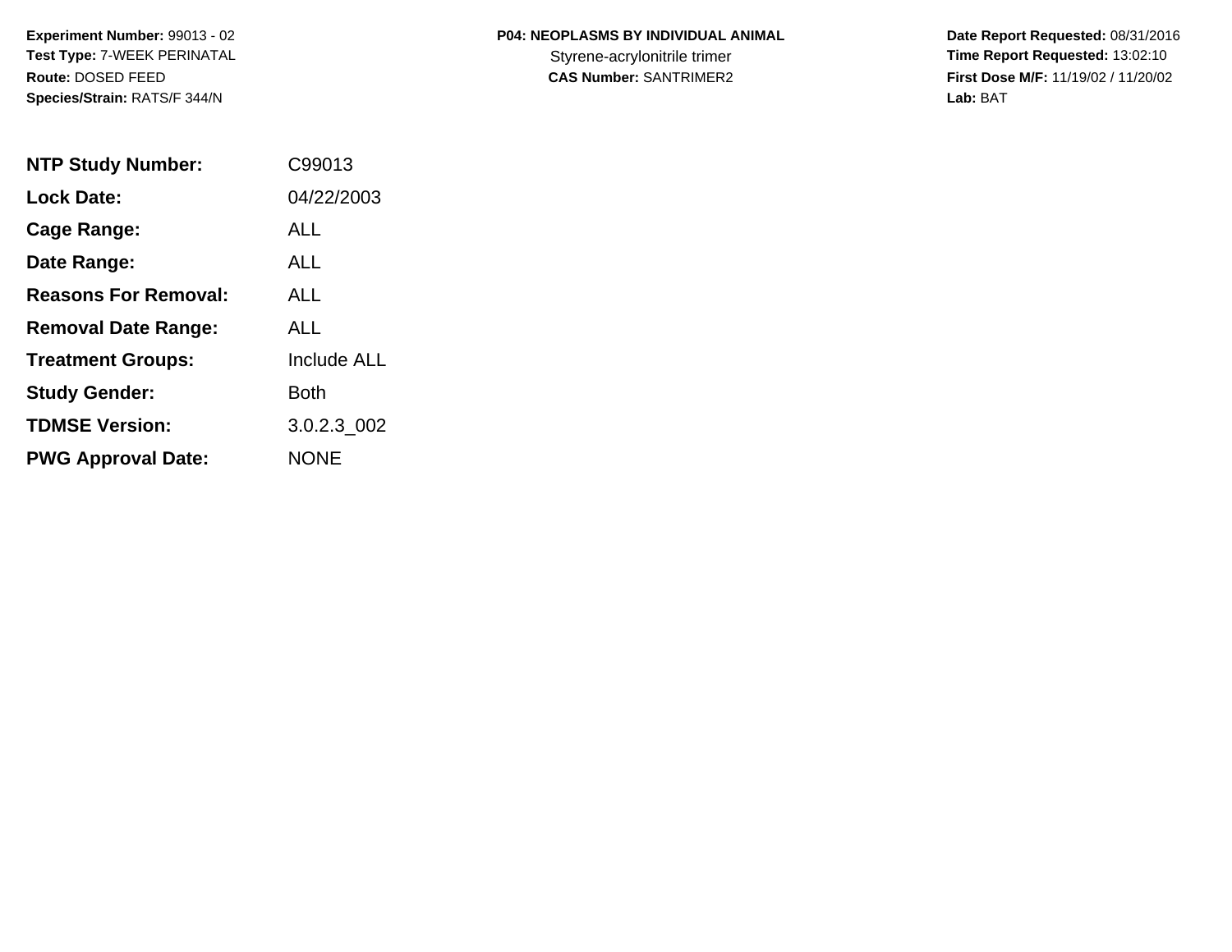**Experiment Number:** 99013 - 02
**Test Type:** 7-WEEK PERINATAL
**Route:** DOSED FEED
**Species/Strain:** RATS/F 344/N

**P04: NEOPLASMS BY INDIVIDUAL ANIMAL**
Styrene-acrylonitrile trimer
**CAS Number:** SANTRIMER2

**Date Report Requested:** 08/31/2016
**Time Report Requested:** 13:02:10
**First Dose M/F:** 11/19/02 / 11/20/02
**Lab:** BAT

| | |
|---|---|
| **NTP Study Number:** | C99013 |
| **Lock Date:** | 04/22/2003 |
| **Cage Range:** | ALL |
| **Date Range:** | ALL |
| **Reasons For Removal:** | ALL |
| **Removal Date Range:** | ALL |
| **Treatment Groups:** | Include ALL |
| **Study Gender:** | Both |
| **TDMSE Version:** | 3.0.2.3_002 |
| **PWG Approval Date:** | NONE |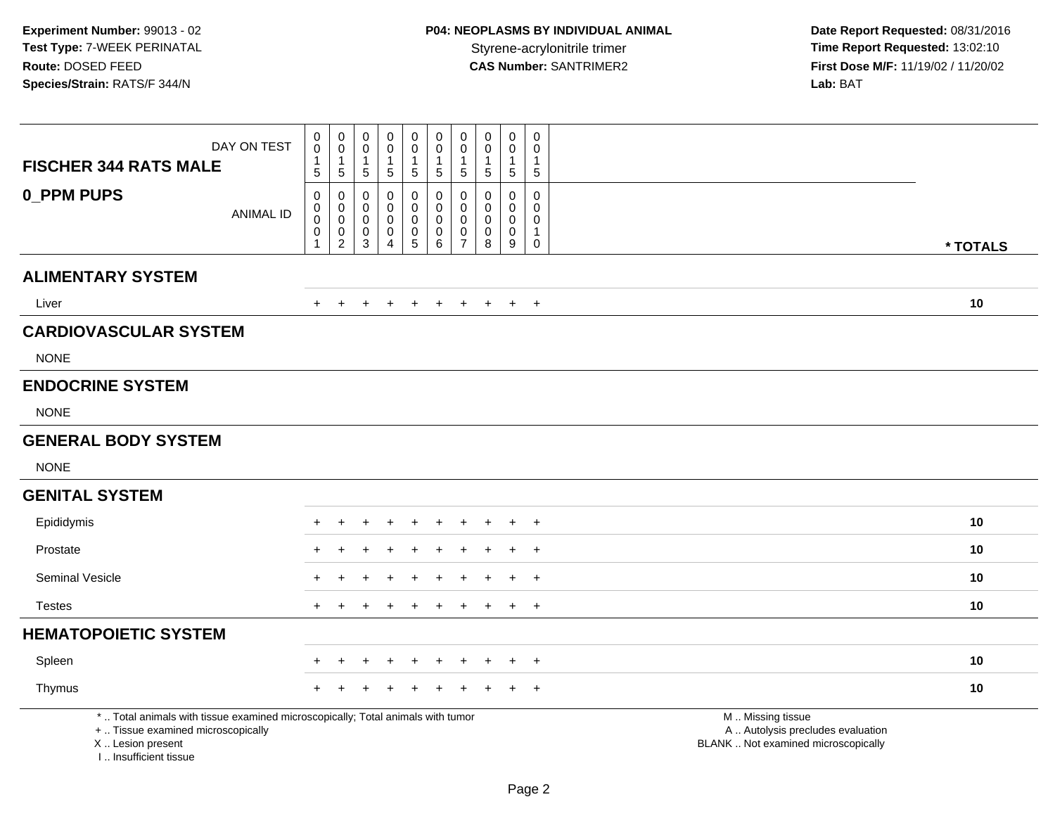**Experiment Number:** 99013 - 02
**Test Type:** 7-WEEK PERINATAL
**Route:** DOSED FEED
**Species/Strain:** RATS/F 344/N

**P04: NEOPLASMS BY INDIVIDUAL ANIMAL**
Styrene-acrylonitrile trimer
**CAS Number:** SANTRIMER2

**Date Report Requested:** 08/31/2016
**Time Report Requested:** 13:02:10
**First Dose M/F:** 11/19/02 / 11/20/02
**Lab:** BAT

| FISCHER 344 RATS MALE — DAY ON TEST | 0015 | 0015 | 0015 | 0015 | 0015 | 0015 | 0015 | 0015 | 0015 | 0015 | |
|---|---|---|---|---|---|---|---|---|---|---|---|
| **0_PPM PUPS** — ANIMAL ID | 00001 | 00002 | 00003 | 00004 | 00005 | 00006 | 00007 | 00008 | 00009 | 00010 | **\* TOTALS** |
| **ALIMENTARY SYSTEM** | | | | | | | | | | | |
| Liver | + | + | + | + | + | + | + | + | + | + | **10** |
| **CARDIOVASCULAR SYSTEM** | | | | | | | | | | | |
| NONE | | | | | | | | | | | |
| **ENDOCRINE SYSTEM** | | | | | | | | | | | |
| NONE | | | | | | | | | | | |
| **GENERAL BODY SYSTEM** | | | | | | | | | | | |
| NONE | | | | | | | | | | | |
| **GENITAL SYSTEM** | | | | | | | | | | | |
| Epididymis | + | + | + | + | + | + | + | + | + | + | **10** |
| Prostate | + | + | + | + | + | + | + | + | + | + | **10** |
| Seminal Vesicle | + | + | + | + | + | + | + | + | + | + | **10** |
| Testes | + | + | + | + | + | + | + | + | + | + | **10** |
| **HEMATOPOIETIC SYSTEM** | | | | | | | | | | | |
| Spleen | + | + | + | + | + | + | + | + | + | + | **10** |
| Thymus | + | + | + | + | + | + | + | + | + | + | **10** |

\* .. Total animals with tissue examined microscopically; Total animals with tumor
\+ .. Tissue examined microscopically
X .. Lesion present
I .. Insufficient tissue

M .. Missing tissue
A .. Autolysis precludes evaluation
BLANK .. Not examined microscopically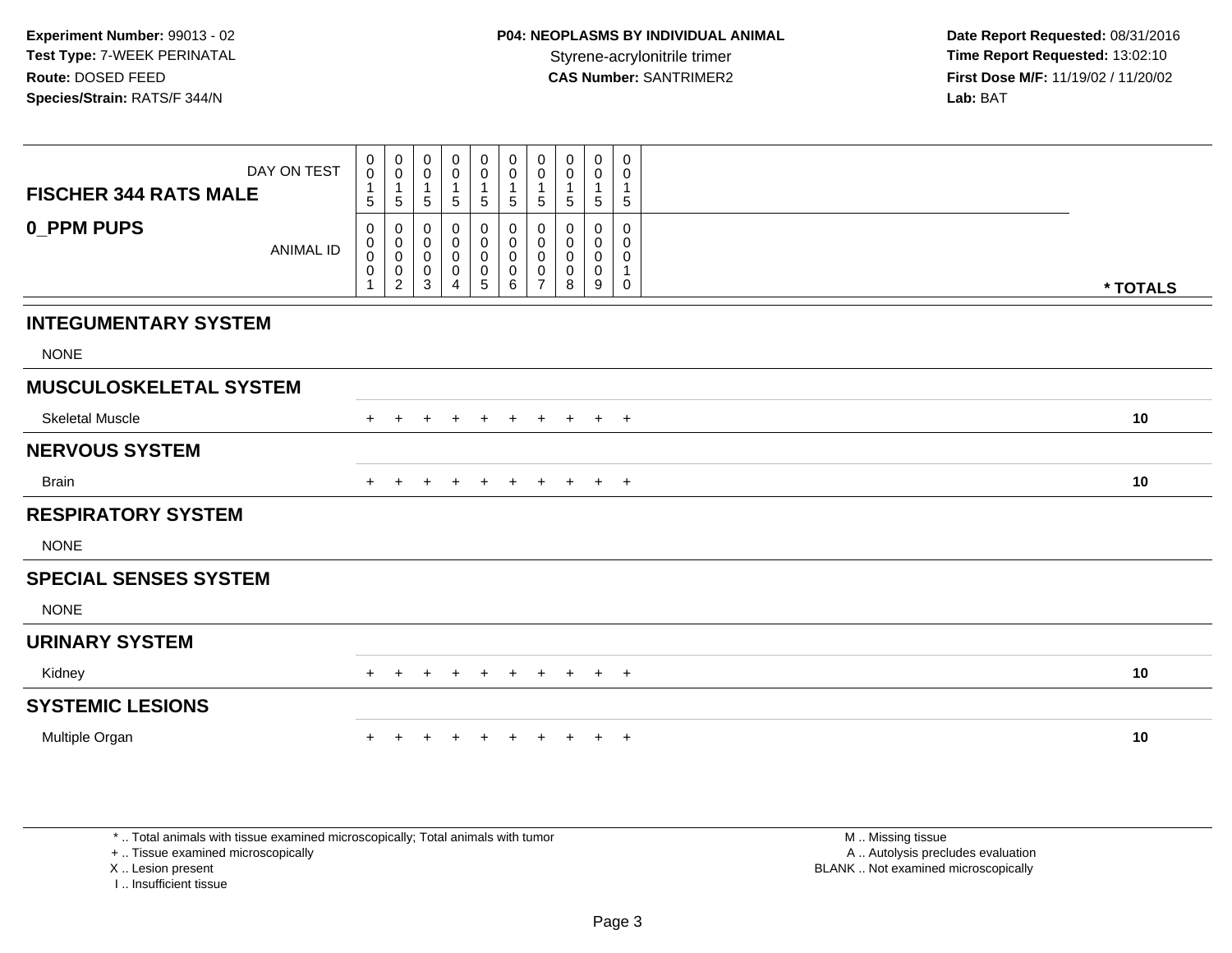**Experiment Number:** 99013 - 02
**Test Type:** 7-WEEK PERINATAL
**Route:** DOSED FEED
**Species/Strain:** RATS/F 344/N

**P04: NEOPLASMS BY INDIVIDUAL ANIMAL**
Styrene-acrylonitrile trimer
**CAS Number:** SANTRIMER2

**Date Report Requested:** 08/31/2016
**Time Report Requested:** 13:02:10
**First Dose M/F:** 11/19/02 / 11/20/02
**Lab:** BAT

| FISCHER 344 RATS MALE / DAY ON TEST | 0015 | 0015 | 0015 | 0015 | 0015 | 0015 | 0015 | 0015 | 0015 | 0015 | |
|---|---|---|---|---|---|---|---|---|---|---|---|
| **0_PPM PUPS** / ANIMAL ID | 00001 | 00002 | 00003 | 00004 | 00005 | 00006 | 00007 | 00008 | 00009 | 00010 | *** TOTALS** |
| **INTEGUMENTARY SYSTEM** | | | | | | | | | | | |
| NONE | | | | | | | | | | | |
| **MUSCULOSKELETAL SYSTEM** | | | | | | | | | | | |
| Skeletal Muscle | + | + | + | + | + | + | + | + | + | + | **10** |
| **NERVOUS SYSTEM** | | | | | | | | | | | |
| Brain | + | + | + | + | + | + | + | + | + | + | **10** |
| **RESPIRATORY SYSTEM** | | | | | | | | | | | |
| NONE | | | | | | | | | | | |
| **SPECIAL SENSES SYSTEM** | | | | | | | | | | | |
| NONE | | | | | | | | | | | |
| **URINARY SYSTEM** | | | | | | | | | | | |
| Kidney | + | + | + | + | + | + | + | + | + | + | **10** |
| **SYSTEMIC LESIONS** | | | | | | | | | | | |
| Multiple Organ | + | + | + | + | + | + | + | + | + | + | **10** |

* .. Total animals with tissue examined microscopically; Total animals with tumor
+ .. Tissue examined microscopically
X .. Lesion present
I .. Insufficient tissue

M .. Missing tissue
A .. Autolysis precludes evaluation
BLANK .. Not examined microscopically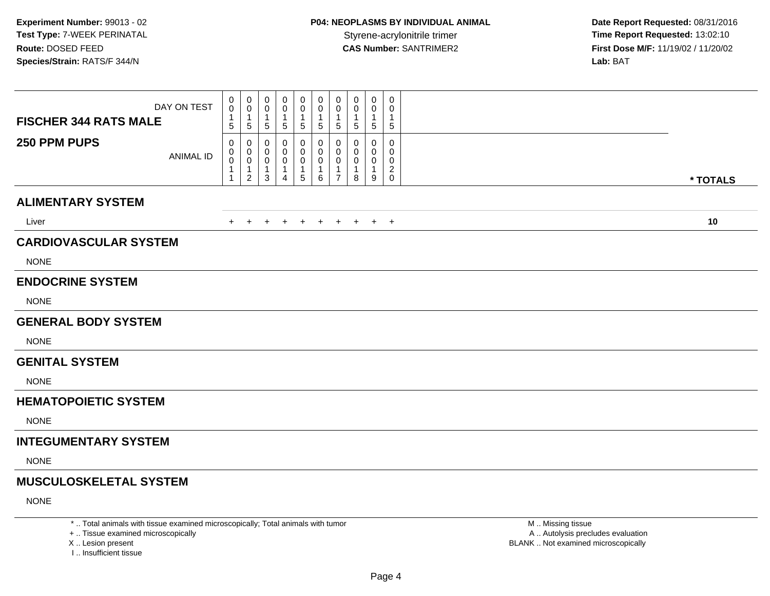**Experiment Number:** 99013 - 02
**Test Type:** 7-WEEK PERINATAL
**Route:** DOSED FEED
**Species/Strain:** RATS/F 344/N

**P04: NEOPLASMS BY INDIVIDUAL ANIMAL**
Styrene-acrylonitrile trimer
**CAS Number:** SANTRIMER2

**Date Report Requested:** 08/31/2016
**Time Report Requested:** 13:02:10
**First Dose M/F:** 11/19/02 / 11/20/02
**Lab:** BAT

| FISCHER 344 RATS MALE 250 PPM PUPS | | | | | | | | | | | |
|---|---|---|---|---|---|---|---|---|---|---|---|
| DAY ON TEST | 0015 | 0015 | 0015 | 0015 | 0015 | 0015 | 0015 | 0015 | 0015 | 0015 | |
| ANIMAL ID | 00011 | 00012 | 00013 | 00014 | 00015 | 00016 | 00017 | 00018 | 00019 | 00020 | * TOTALS |
| **ALIMENTARY SYSTEM** | | | | | | | | | | | |
| Liver | + | + | + | + | + | + | + | + | + | + | **10** |
| **CARDIOVASCULAR SYSTEM** | | | | | | | | | | | |
| NONE | | | | | | | | | | | |
| **ENDOCRINE SYSTEM** | | | | | | | | | | | |
| NONE | | | | | | | | | | | |
| **GENERAL BODY SYSTEM** | | | | | | | | | | | |
| NONE | | | | | | | | | | | |
| **GENITAL SYSTEM** | | | | | | | | | | | |
| NONE | | | | | | | | | | | |
| **HEMATOPOIETIC SYSTEM** | | | | | | | | | | | |
| NONE | | | | | | | | | | | |
| **INTEGUMENTARY SYSTEM** | | | | | | | | | | | |
| NONE | | | | | | | | | | | |
| **MUSCULOSKELETAL SYSTEM** | | | | | | | | | | | |
| NONE | | | | | | | | | | | |

* .. Total animals with tissue examined microscopically; Total animals with tumor
+ .. Tissue examined microscopically
X .. Lesion present
I .. Insufficient tissue

M .. Missing tissue
A .. Autolysis precludes evaluation
BLANK .. Not examined microscopically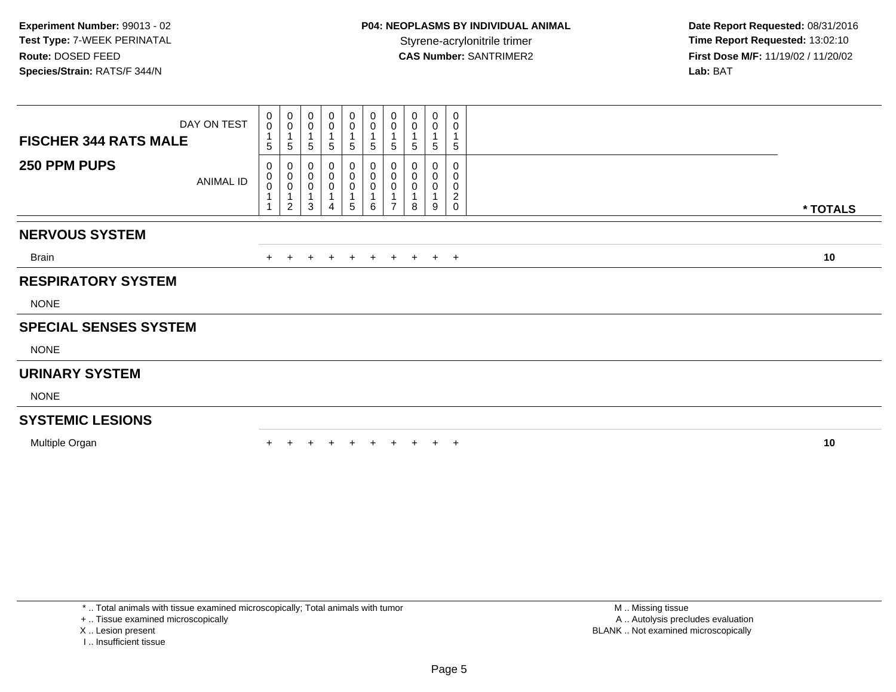**Experiment Number:** 99013 - 02
**Test Type:** 7-WEEK PERINATAL
**Route:** DOSED FEED
**Species/Strain:** RATS/F 344/N

**P04: NEOPLASMS BY INDIVIDUAL ANIMAL**
Styrene-acrylonitrile trimer
**CAS Number:** SANTRIMER2

**Date Report Requested:** 08/31/2016
**Time Report Requested:** 13:02:10
**First Dose M/F:** 11/19/02 / 11/20/02
**Lab:** BAT

| **FISCHER 344 RATS MALE** DAY ON TEST | 0015 | 0015 | 0015 | 0015 | 0015 | 0015 | 0015 | 0015 | 0015 | 0015 | |
|---|---|---|---|---|---|---|---|---|---|---|---|
| **250 PPM PUPS** ANIMAL ID | 00011 | 00012 | 00013 | 00014 | 00015 | 00016 | 00017 | 00018 | 00019 | 00020 | *** TOTALS** |
| **NERVOUS SYSTEM** | | | | | | | | | | | |
| Brain | + | + | + | + | + | + | + | + | + | + | **10** |
| **RESPIRATORY SYSTEM** | | | | | | | | | | | |
| NONE | | | | | | | | | | | |
| **SPECIAL SENSES SYSTEM** | | | | | | | | | | | |
| NONE | | | | | | | | | | | |
| **URINARY SYSTEM** | | | | | | | | | | | |
| NONE | | | | | | | | | | | |
| **SYSTEMIC LESIONS** | | | | | | | | | | | |
| Multiple Organ | + | + | + | + | + | + | + | + | + | + | **10** |

* .. Total animals with tissue examined microscopically; Total animals with tumor
+ .. Tissue examined microscopically
X .. Lesion present
I .. Insufficient tissue

M .. Missing tissue
A .. Autolysis precludes evaluation
BLANK .. Not examined microscopically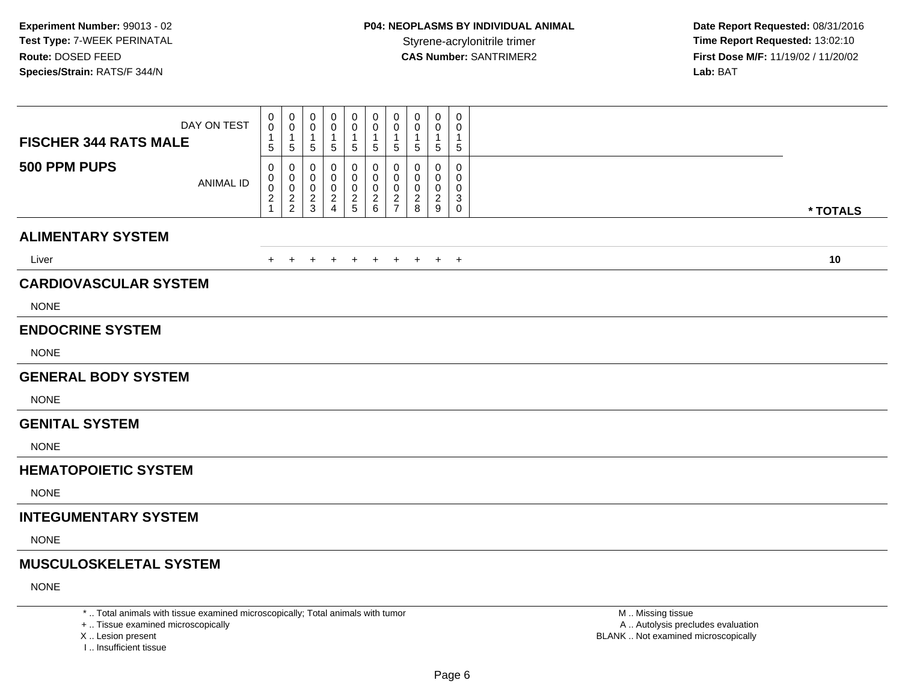**Experiment Number:** 99013 - 02
**Test Type:** 7-WEEK PERINATAL
**Route:** DOSED FEED
**Species/Strain:** RATS/F 344/N

**P04: NEOPLASMS BY INDIVIDUAL ANIMAL**
Styrene-acrylonitrile trimer
**CAS Number:** SANTRIMER2

**Date Report Requested:** 08/31/2016
**Time Report Requested:** 13:02:10
**First Dose M/F:** 11/19/02 / 11/20/02
**Lab:** BAT

| FISCHER 344 RATS MALE — DAY ON TEST | 0015 | 0015 | 0015 | 0015 | 0015 | 0015 | 0015 | 0015 | 0015 | 0015 | |
|---|---|---|---|---|---|---|---|---|---|---|---|
| **500 PPM PUPS** — ANIMAL ID | 00021 | 00022 | 00023 | 00024 | 00025 | 00026 | 00027 | 00028 | 00029 | 00030 | *** TOTALS** |
| **ALIMENTARY SYSTEM** | | | | | | | | | | | |
| Liver | + | + | + | + | + | + | + | + | + | + | **10** |
| **CARDIOVASCULAR SYSTEM** | | | | | | | | | | | |
| NONE | | | | | | | | | | | |
| **ENDOCRINE SYSTEM** | | | | | | | | | | | |
| NONE | | | | | | | | | | | |
| **GENERAL BODY SYSTEM** | | | | | | | | | | | |
| NONE | | | | | | | | | | | |
| **GENITAL SYSTEM** | | | | | | | | | | | |
| NONE | | | | | | | | | | | |
| **HEMATOPOIETIC SYSTEM** | | | | | | | | | | | |
| NONE | | | | | | | | | | | |
| **INTEGUMENTARY SYSTEM** | | | | | | | | | | | |
| NONE | | | | | | | | | | | |
| **MUSCULOSKELETAL SYSTEM** | | | | | | | | | | | |
| NONE | | | | | | | | | | | |

* .. Total animals with tissue examined microscopically; Total animals with tumor
+ .. Tissue examined microscopically
X .. Lesion present
I .. Insufficient tissue

M .. Missing tissue
A .. Autolysis precludes evaluation
BLANK .. Not examined microscopically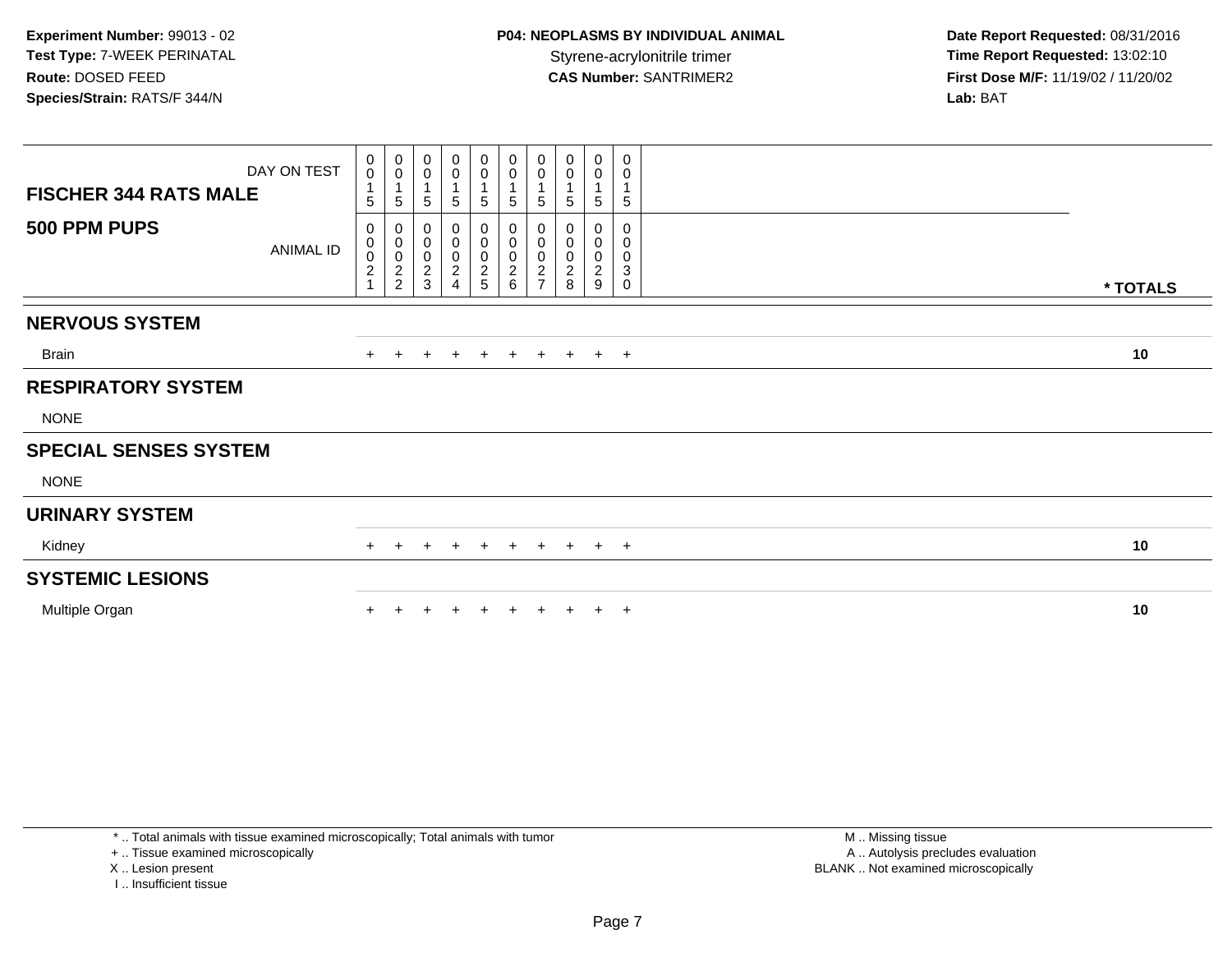**Experiment Number:** 99013 - 02
**Test Type:** 7-WEEK PERINATAL
**Route:** DOSED FEED
**Species/Strain:** RATS/F 344/N

**P04: NEOPLASMS BY INDIVIDUAL ANIMAL**
Styrene-acrylonitrile trimer
**CAS Number:** SANTRIMER2

**Date Report Requested:** 08/31/2016
**Time Report Requested:** 13:02:10
**First Dose M/F:** 11/19/02 / 11/20/02
**Lab:** BAT

| FISCHER 344 RATS MALE / 500 PPM PUPS | | | | | | | | | | | |
|---|---|---|---|---|---|---|---|---|---|---|---|
| DAY ON TEST | 0015 | 0015 | 0015 | 0015 | 0015 | 0015 | 0015 | 0015 | 0015 | 0015 | |
| ANIMAL ID | 00021 | 00022 | 00023 | 00024 | 00025 | 00026 | 00027 | 00028 | 00029 | 00030 | * TOTALS |
| **NERVOUS SYSTEM** | | | | | | | | | | | |
| Brain | + | + | + | + | + | + | + | + | + | + | 10 |
| **RESPIRATORY SYSTEM** | | | | | | | | | | | |
| NONE | | | | | | | | | | | |
| **SPECIAL SENSES SYSTEM** | | | | | | | | | | | |
| NONE | | | | | | | | | | | |
| **URINARY SYSTEM** | | | | | | | | | | | |
| Kidney | + | + | + | + | + | + | + | + | + | + | 10 |
| **SYSTEMIC LESIONS** | | | | | | | | | | | |
| Multiple Organ | + | + | + | + | + | + | + | + | + | + | 10 |

* .. Total animals with tissue examined microscopically; Total animals with tumor
+ .. Tissue examined microscopically
X .. Lesion present
I .. Insufficient tissue

M .. Missing tissue
A .. Autolysis precludes evaluation
BLANK .. Not examined microscopically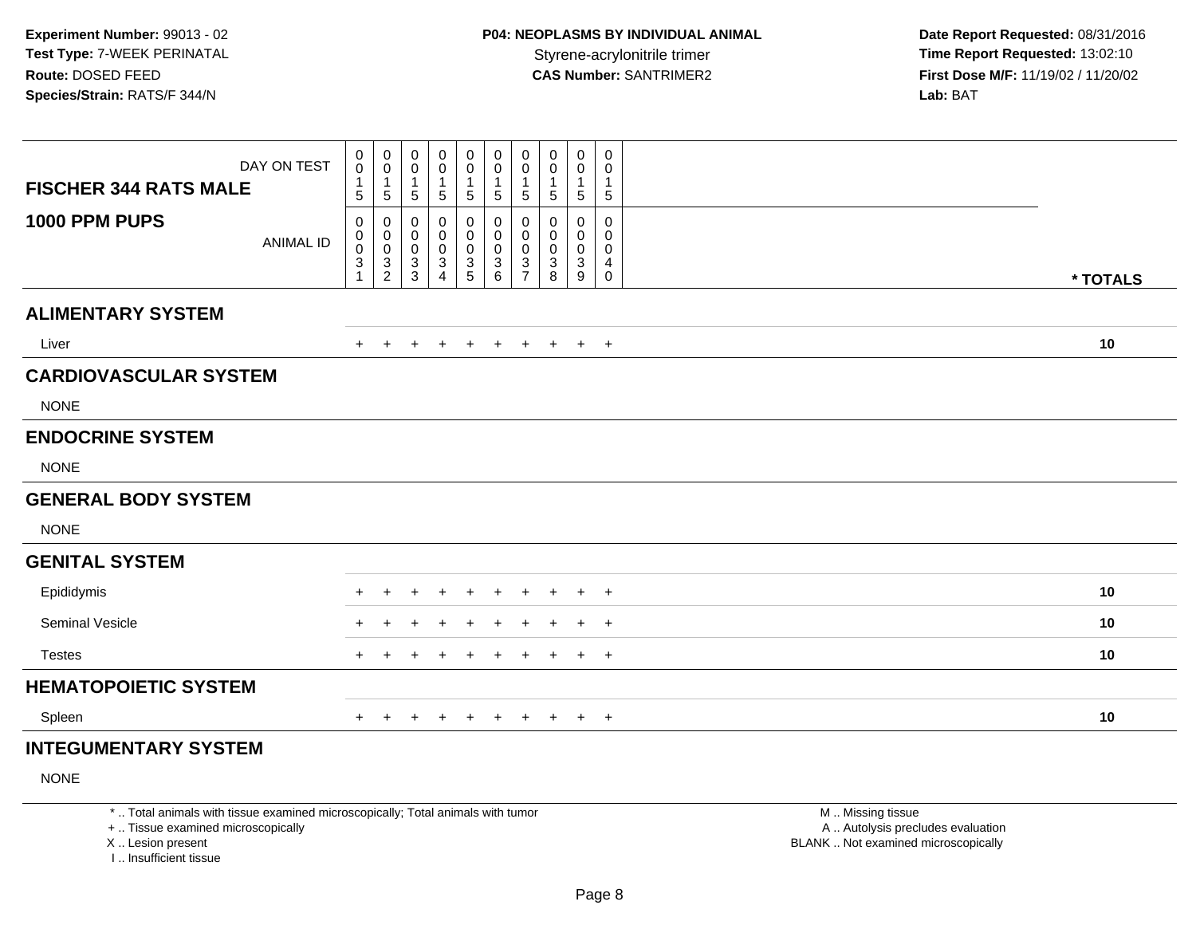Experiment Number: 99013 - 02
Test Type: 7-WEEK PERINATAL
Route: DOSED FEED
Species/Strain: RATS/F 344/N

**P04: NEOPLASMS BY INDIVIDUAL ANIMAL**
Styrene-acrylonitrile trimer
**CAS Number:** SANTRIMER2

**Date Report Requested:** 08/31/2016
**Time Report Requested:** 13:02:10
**First Dose M/F:** 11/19/02 / 11/20/02
**Lab:** BAT

| FISCHER 344 RATS MALE / 1000 PPM PUPS | | | | | | | | | | | |
|---|---|---|---|---|---|---|---|---|---|---|---|
| DAY ON TEST | 0015 | 0015 | 0015 | 0015 | 0015 | 0015 | 0015 | 0015 | 0015 | 0015 | |
| ANIMAL ID | 00031 | 00032 | 00033 | 00034 | 00035 | 00036 | 00037 | 00038 | 00039 | 00040 | * TOTALS |
| **ALIMENTARY SYSTEM** | | | | | | | | | | | |
| Liver | + | + | + | + | + | + | + | + | + | + | 10 |
| **CARDIOVASCULAR SYSTEM** | | | | | | | | | | | |
| NONE | | | | | | | | | | | |
| **ENDOCRINE SYSTEM** | | | | | | | | | | | |
| NONE | | | | | | | | | | | |
| **GENERAL BODY SYSTEM** | | | | | | | | | | | |
| NONE | | | | | | | | | | | |
| **GENITAL SYSTEM** | | | | | | | | | | | |
| Epididymis | + | + | + | + | + | + | + | + | + | + | 10 |
| Seminal Vesicle | + | + | + | + | + | + | + | + | + | + | 10 |
| Testes | + | + | + | + | + | + | + | + | + | + | 10 |
| **HEMATOPOIETIC SYSTEM** | | | | | | | | | | | |
| Spleen | + | + | + | + | + | + | + | + | + | + | 10 |
| **INTEGUMENTARY SYSTEM** | | | | | | | | | | | |
| NONE | | | | | | | | | | | |

* .. Total animals with tissue examined microscopically; Total animals with tumor
+ .. Tissue examined microscopically
X .. Lesion present
I .. Insufficient tissue

M .. Missing tissue
A .. Autolysis precludes evaluation
BLANK .. Not examined microscopically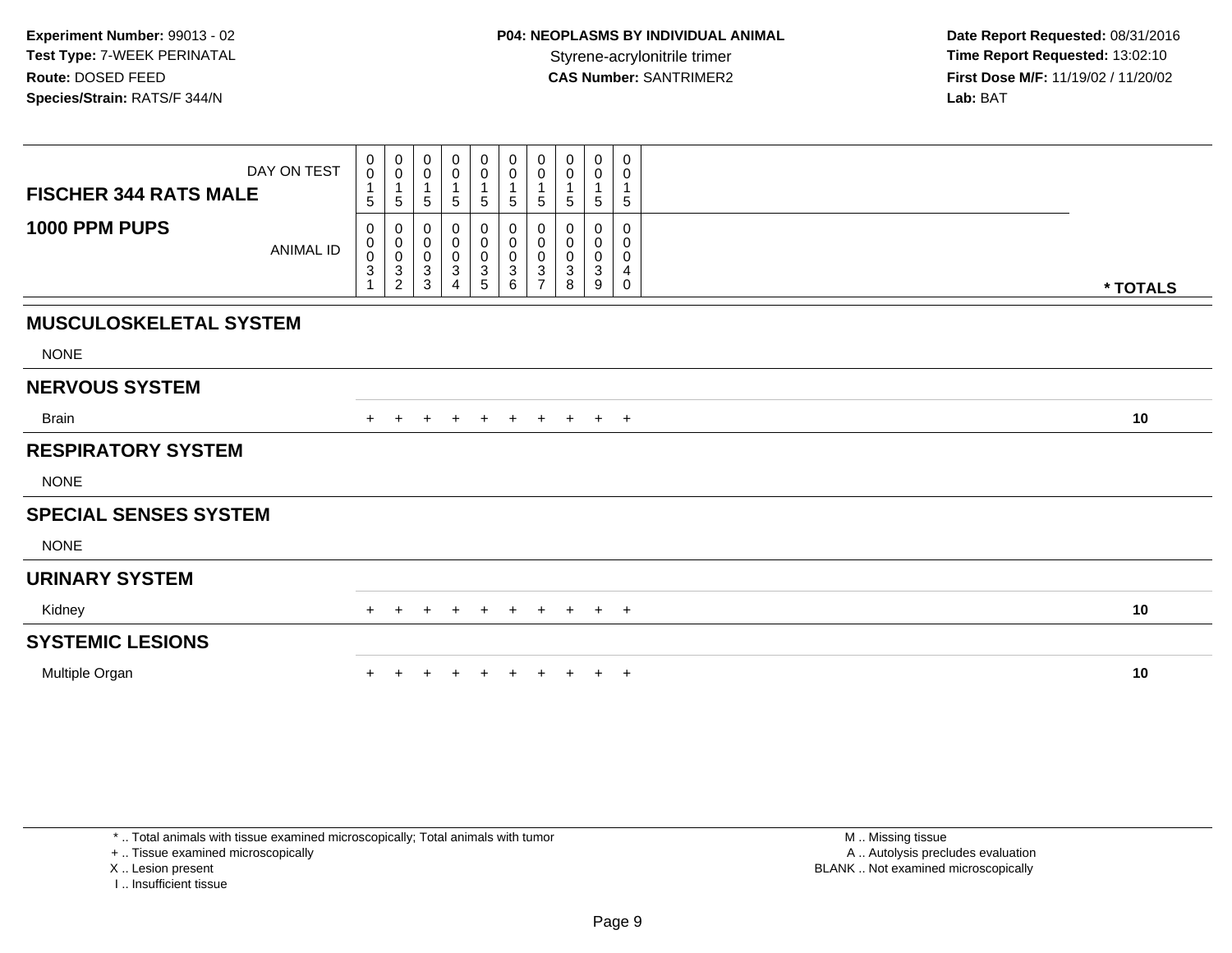**Experiment Number:** 99013 - 02
**Test Type:** 7-WEEK PERINATAL
**Route:** DOSED FEED
**Species/Strain:** RATS/F 344/N

**P04: NEOPLASMS BY INDIVIDUAL ANIMAL**
Styrene-acrylonitrile trimer
**CAS Number:** SANTRIMER2

**Date Report Requested:** 08/31/2016
**Time Report Requested:** 13:02:10
**First Dose M/F:** 11/19/02 / 11/20/02
**Lab:** BAT

| FISCHER 344 RATS MALE — DAY ON TEST | 0015 | 0015 | 0015 | 0015 | 0015 | 0015 | 0015 | 0015 | 0015 | 0015 | |
|---|---|---|---|---|---|---|---|---|---|---|---|
| **1000 PPM PUPS** — ANIMAL ID | 00031 | 00032 | 00033 | 00034 | 00035 | 00036 | 00037 | 00038 | 00039 | 00040 | * TOTALS |
| **MUSCULOSKELETAL SYSTEM** | | | | | | | | | | | |
| NONE | | | | | | | | | | | |
| **NERVOUS SYSTEM** | | | | | | | | | | | |
| Brain | + | + | + | + | + | + | + | + | + | + | 10 |
| **RESPIRATORY SYSTEM** | | | | | | | | | | | |
| NONE | | | | | | | | | | | |
| **SPECIAL SENSES SYSTEM** | | | | | | | | | | | |
| NONE | | | | | | | | | | | |
| **URINARY SYSTEM** | | | | | | | | | | | |
| Kidney | + | + | + | + | + | + | + | + | + | + | 10 |
| **SYSTEMIC LESIONS** | | | | | | | | | | | |
| Multiple Organ | + | + | + | + | + | + | + | + | + | + | 10 |

* .. Total animals with tissue examined microscopically; Total animals with tumor
+ .. Tissue examined microscopically
X .. Lesion present
I .. Insufficient tissue

M .. Missing tissue
A .. Autolysis precludes evaluation
BLANK .. Not examined microscopically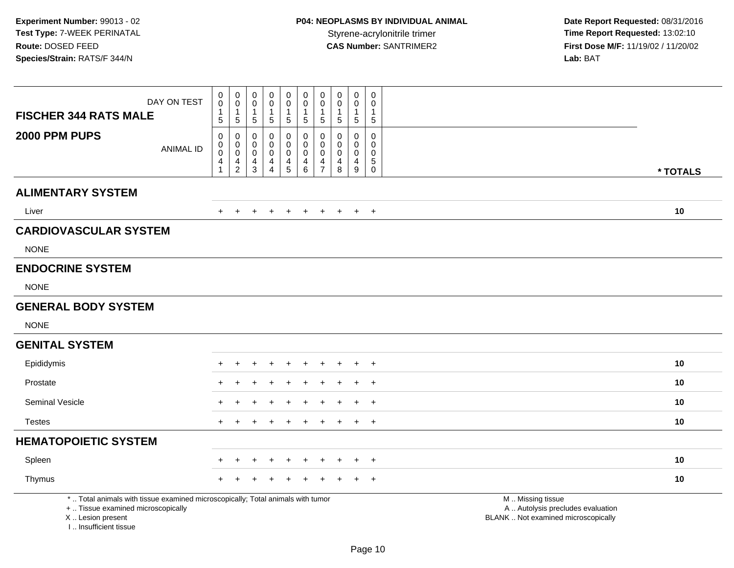**Experiment Number:** 99013 - 02
**Test Type:** 7-WEEK PERINATAL
**Route:** DOSED FEED
**Species/Strain:** RATS/F 344/N

**P04: NEOPLASMS BY INDIVIDUAL ANIMAL**
Styrene-acrylonitrile trimer
**CAS Number:** SANTRIMER2

**Date Report Requested:** 08/31/2016
**Time Report Requested:** 13:02:10
**First Dose M/F:** 11/19/02 / 11/20/02
**Lab:** BAT

| FISCHER 344 RATS MALE — 2000 PPM PUPS | | | | | | | | | | | |
|---|---|---|---|---|---|---|---|---|---|---|---|
| DAY ON TEST | 0015 | 0015 | 0015 | 0015 | 0015 | 0015 | 0015 | 0015 | 0015 | 0015 | |
| ANIMAL ID | 00041 | 00042 | 00043 | 00044 | 00045 | 00046 | 00047 | 00048 | 00049 | 00050 | * TOTALS |
| **ALIMENTARY SYSTEM** | | | | | | | | | | | |
| Liver | + | + | + | + | + | + | + | + | + | + | 10 |
| **CARDIOVASCULAR SYSTEM** | | | | | | | | | | | |
| NONE | | | | | | | | | | | |
| **ENDOCRINE SYSTEM** | | | | | | | | | | | |
| NONE | | | | | | | | | | | |
| **GENERAL BODY SYSTEM** | | | | | | | | | | | |
| NONE | | | | | | | | | | | |
| **GENITAL SYSTEM** | | | | | | | | | | | |
| Epididymis | + | + | + | + | + | + | + | + | + | + | 10 |
| Prostate | + | + | + | + | + | + | + | + | + | + | 10 |
| Seminal Vesicle | + | + | + | + | + | + | + | + | + | + | 10 |
| Testes | + | + | + | + | + | + | + | + | + | + | 10 |
| **HEMATOPOIETIC SYSTEM** | | | | | | | | | | | |
| Spleen | + | + | + | + | + | + | + | + | + | + | 10 |
| Thymus | + | + | + | + | + | + | + | + | + | + | 10 |

* .. Total animals with tissue examined microscopically; Total animals with tumor
+ .. Tissue examined microscopically
X .. Lesion present
I .. Insufficient tissue

M .. Missing tissue
A .. Autolysis precludes evaluation
BLANK .. Not examined microscopically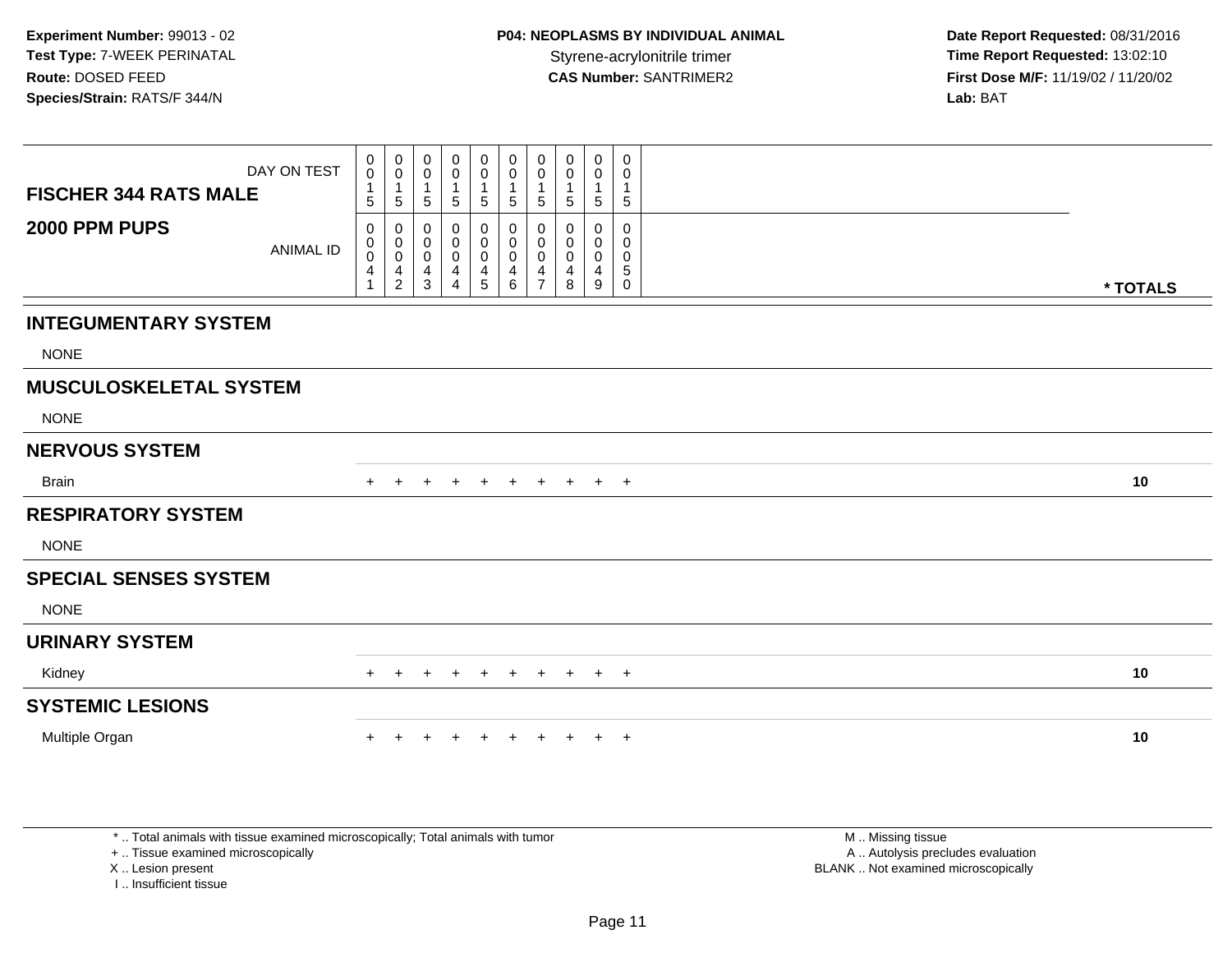**Experiment Number:** 99013 - 02
**Test Type:** 7-WEEK PERINATAL
**Route:** DOSED FEED
**Species/Strain:** RATS/F 344/N

**P04: NEOPLASMS BY INDIVIDUAL ANIMAL**
Styrene-acrylonitrile trimer
**CAS Number:** SANTRIMER2

**Date Report Requested:** 08/31/2016
**Time Report Requested:** 13:02:10
**First Dose M/F:** 11/19/02 / 11/20/02
**Lab:** BAT

| **FISCHER 344 RATS MALE** DAY ON TEST | 0015 | 0015 | 0015 | 0015 | 0015 | 0015 | 0015 | 0015 | 0015 | 0015 | |
|---|---|---|---|---|---|---|---|---|---|---|---|
| **2000 PPM PUPS** ANIMAL ID | 00041 | 00042 | 00043 | 00044 | 00045 | 00046 | 00047 | 00048 | 00049 | 00050 | **\* TOTALS** |
| **INTEGUMENTARY SYSTEM** | | | | | | | | | | | |
| NONE | | | | | | | | | | | |
| **MUSCULOSKELETAL SYSTEM** | | | | | | | | | | | |
| NONE | | | | | | | | | | | |
| **NERVOUS SYSTEM** | | | | | | | | | | | |
| Brain | + | + | + | + | + | + | + | + | + | + | **10** |
| **RESPIRATORY SYSTEM** | | | | | | | | | | | |
| NONE | | | | | | | | | | | |
| **SPECIAL SENSES SYSTEM** | | | | | | | | | | | |
| NONE | | | | | | | | | | | |
| **URINARY SYSTEM** | | | | | | | | | | | |
| Kidney | + | + | + | + | + | + | + | + | + | + | **10** |
| **SYSTEMIC LESIONS** | | | | | | | | | | | |
| Multiple Organ | + | + | + | + | + | + | + | + | + | + | **10** |

\* .. Total animals with tissue examined microscopically; Total animals with tumor
\+ .. Tissue examined microscopically
X .. Lesion present
I .. Insufficient tissue

M .. Missing tissue
A .. Autolysis precludes evaluation
BLANK .. Not examined microscopically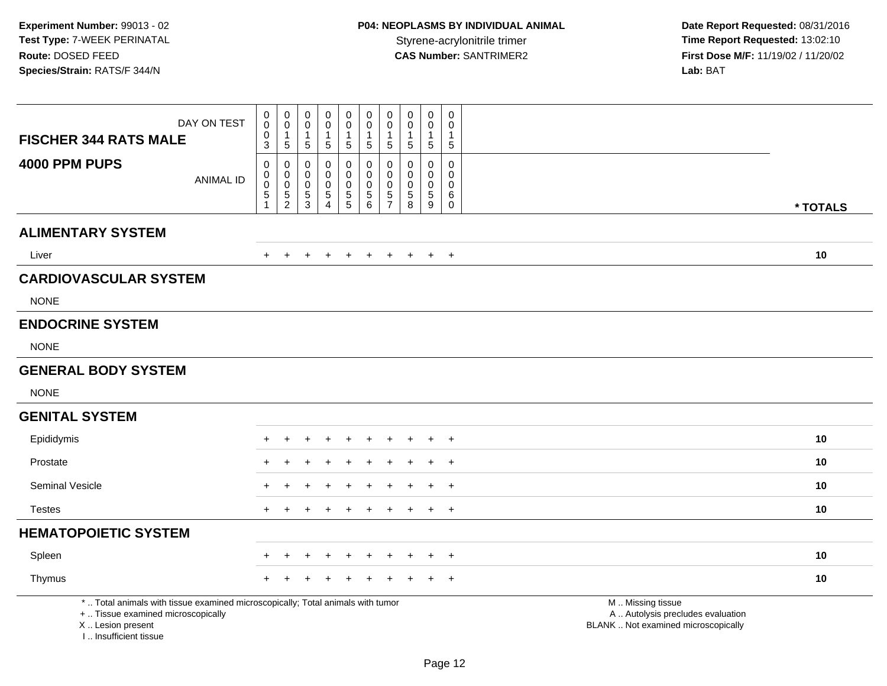**Experiment Number:** 99013 - 02
**Test Type:** 7-WEEK PERINATAL
**Route:** DOSED FEED
**Species/Strain:** RATS/F 344/N

**P04: NEOPLASMS BY INDIVIDUAL ANIMAL**
Styrene-acrylonitrile trimer
**CAS Number:** SANTRIMER2

**Date Report Requested:** 08/31/2016
**Time Report Requested:** 13:02:10
**First Dose M/F:** 11/19/02 / 11/20/02
**Lab:** BAT

| **FISCHER 344 RATS MALE** DAY ON TEST | 0003 | 0015 | 0015 | 0015 | 0015 | 0015 | 0015 | 0015 | 0015 | 0015 | |
|---|---|---|---|---|---|---|---|---|---|---|---|
| **4000 PPM PUPS** ANIMAL ID | 00051 | 00052 | 00053 | 00054 | 00055 | 00056 | 00057 | 00058 | 00059 | 00060 | **\* TOTALS** |
| **ALIMENTARY SYSTEM** | | | | | | | | | | | |
| Liver | + | + | + | + | + | + | + | + | + | + | **10** |
| **CARDIOVASCULAR SYSTEM** | | | | | | | | | | | |
| NONE | | | | | | | | | | | |
| **ENDOCRINE SYSTEM** | | | | | | | | | | | |
| NONE | | | | | | | | | | | |
| **GENERAL BODY SYSTEM** | | | | | | | | | | | |
| NONE | | | | | | | | | | | |
| **GENITAL SYSTEM** | | | | | | | | | | | |
| Epididymis | + | + | + | + | + | + | + | + | + | + | **10** |
| Prostate | + | + | + | + | + | + | + | + | + | + | **10** |
| Seminal Vesicle | + | + | + | + | + | + | + | + | + | + | **10** |
| Testes | + | + | + | + | + | + | + | + | + | + | **10** |
| **HEMATOPOIETIC SYSTEM** | | | | | | | | | | | |
| Spleen | + | + | + | + | + | + | + | + | + | + | **10** |
| Thymus | + | + | + | + | + | + | + | + | + | + | **10** |

\* .. Total animals with tissue examined microscopically; Total animals with tumor
\+ .. Tissue examined microscopically
X .. Lesion present
I .. Insufficient tissue

M .. Missing tissue
A .. Autolysis precludes evaluation
BLANK .. Not examined microscopically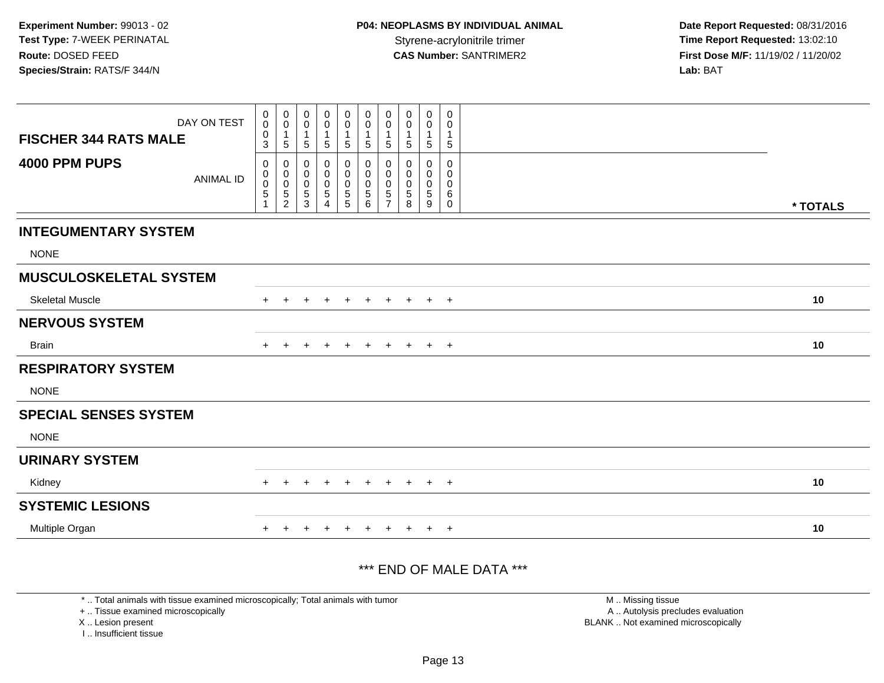**Experiment Number:** 99013 - 02
**Test Type:** 7-WEEK PERINATAL
**Route:** DOSED FEED
**Species/Strain:** RATS/F 344/N

**P04: NEOPLASMS BY INDIVIDUAL ANIMAL**
Styrene-acrylonitrile trimer
**CAS Number:** SANTRIMER2

**Date Report Requested:** 08/31/2016
**Time Report Requested:** 13:02:10
**First Dose M/F:** 11/19/02 / 11/20/02
**Lab:** BAT

| FISCHER 344 RATS MALE — DAY ON TEST | 0003 | 0015 | 0015 | 0015 | 0015 | 0015 | 0015 | 0015 | 0015 | 0015 | |
|---|---|---|---|---|---|---|---|---|---|---|---|
| **4000 PPM PUPS** — ANIMAL ID | 00051 | 00052 | 00053 | 00054 | 00055 | 00056 | 00057 | 00058 | 00059 | 00060 | *** TOTALS** |
| **INTEGUMENTARY SYSTEM** | | | | | | | | | | | |
| NONE | | | | | | | | | | | |
| **MUSCULOSKELETAL SYSTEM** | | | | | | | | | | | |
| Skeletal Muscle | + | + | + | + | + | + | + | + | + | + | 10 |
| **NERVOUS SYSTEM** | | | | | | | | | | | |
| Brain | + | + | + | + | + | + | + | + | + | + | 10 |
| **RESPIRATORY SYSTEM** | | | | | | | | | | | |
| NONE | | | | | | | | | | | |
| **SPECIAL SENSES SYSTEM** | | | | | | | | | | | |
| NONE | | | | | | | | | | | |
| **URINARY SYSTEM** | | | | | | | | | | | |
| Kidney | + | + | + | + | + | + | + | + | + | + | 10 |
| **SYSTEMIC LESIONS** | | | | | | | | | | | |
| Multiple Organ | + | + | + | + | + | + | + | + | + | + | 10 |

*** END OF MALE DATA ***

* .. Total animals with tissue examined microscopically; Total animals with tumor
+ .. Tissue examined microscopically
X .. Lesion present
I .. Insufficient tissue

M .. Missing tissue
A .. Autolysis precludes evaluation
BLANK .. Not examined microscopically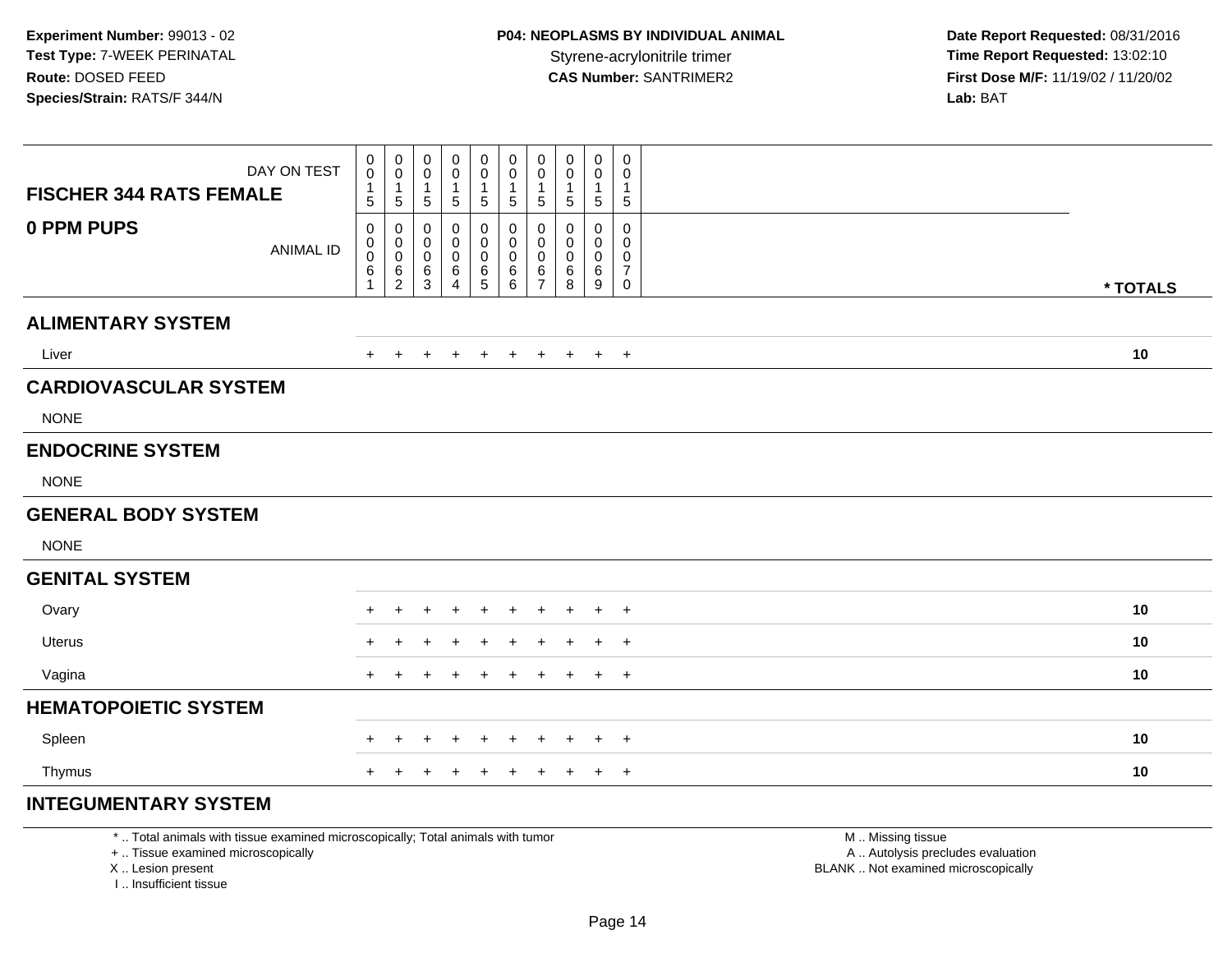**Experiment Number:** 99013 - 02
**Test Type:** 7-WEEK PERINATAL
**Route:** DOSED FEED
**Species/Strain:** RATS/F 344/N

**P04: NEOPLASMS BY INDIVIDUAL ANIMAL**
Styrene-acrylonitrile trimer
**CAS Number:** SANTRIMER2

**Date Report Requested:** 08/31/2016
**Time Report Requested:** 13:02:10
**First Dose M/F:** 11/19/02 / 11/20/02
**Lab:** BAT

| **FISCHER 344 RATS FEMALE** DAY ON TEST | 0015 | 0015 | 0015 | 0015 | 0015 | 0015 | 0015 | 0015 | 0015 | 0015 | |
|---|---|---|---|---|---|---|---|---|---|---|---|
| **0 PPM PUPS** ANIMAL ID | 00061 | 00062 | 00063 | 00064 | 00065 | 00066 | 00067 | 00068 | 00069 | 00070 | *** TOTALS** |
| **ALIMENTARY SYSTEM** | | | | | | | | | | | |
| Liver | + | + | + | + | + | + | + | + | + | + | **10** |
| **CARDIOVASCULAR SYSTEM** | | | | | | | | | | | |
| NONE | | | | | | | | | | | |
| **ENDOCRINE SYSTEM** | | | | | | | | | | | |
| NONE | | | | | | | | | | | |
| **GENERAL BODY SYSTEM** | | | | | | | | | | | |
| NONE | | | | | | | | | | | |
| **GENITAL SYSTEM** | | | | | | | | | | | |
| Ovary | + | + | + | + | + | + | + | + | + | + | **10** |
| Uterus | + | + | + | + | + | + | + | + | + | + | **10** |
| Vagina | + | + | + | + | + | + | + | + | + | + | **10** |
| **HEMATOPOIETIC SYSTEM** | | | | | | | | | | | |
| Spleen | + | + | + | + | + | + | + | + | + | + | **10** |
| Thymus | + | + | + | + | + | + | + | + | + | + | **10** |
| **INTEGUMENTARY SYSTEM** | | | | | | | | | | | |

\* .. Total animals with tissue examined microscopically; Total animals with tumor
\+ .. Tissue examined microscopically
X .. Lesion present
I .. Insufficient tissue

M .. Missing tissue
A .. Autolysis precludes evaluation
BLANK .. Not examined microscopically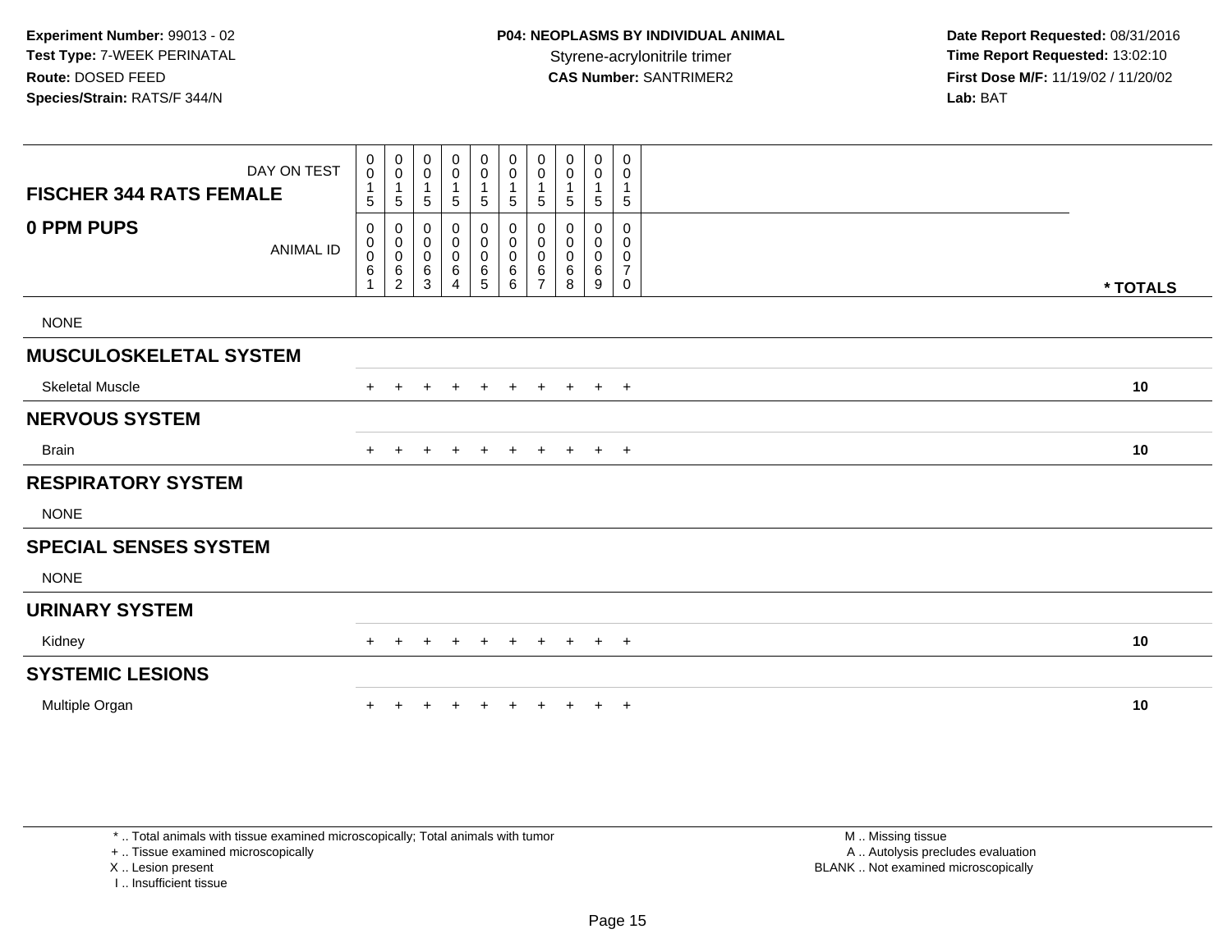**Experiment Number:** 99013 - 02
**Test Type:** 7-WEEK PERINATAL
**Route:** DOSED FEED
**Species/Strain:** RATS/F 344/N

**P04: NEOPLASMS BY INDIVIDUAL ANIMAL**
Styrene-acrylonitrile trimer
**CAS Number:** SANTRIMER2

**Date Report Requested:** 08/31/2016
**Time Report Requested:** 13:02:10
**First Dose M/F:** 11/19/02 / 11/20/02
**Lab:** BAT

| FISCHER 344 RATS FEMALE / 0 PPM PUPS | | | | | | | | | | | |
|---|---|---|---|---|---|---|---|---|---|---|---|
| DAY ON TEST | 0015 | 0015 | 0015 | 0015 | 0015 | 0015 | 0015 | 0015 | 0015 | 0015 | |
| ANIMAL ID | 00061 | 00062 | 00063 | 00064 | 00065 | 00066 | 00067 | 00068 | 00069 | 00070 | * TOTALS |
| NONE | | | | | | | | | | | |
| **MUSCULOSKELETAL SYSTEM** | | | | | | | | | | | |
| Skeletal Muscle | + | + | + | + | + | + | + | + | + | + | 10 |
| **NERVOUS SYSTEM** | | | | | | | | | | | |
| Brain | + | + | + | + | + | + | + | + | + | + | 10 |
| **RESPIRATORY SYSTEM** | | | | | | | | | | | |
| NONE | | | | | | | | | | | |
| **SPECIAL SENSES SYSTEM** | | | | | | | | | | | |
| NONE | | | | | | | | | | | |
| **URINARY SYSTEM** | | | | | | | | | | | |
| Kidney | + | + | + | + | + | + | + | + | + | + | 10 |
| **SYSTEMIC LESIONS** | | | | | | | | | | | |
| Multiple Organ | + | + | + | + | + | + | + | + | + | + | 10 |

* .. Total animals with tissue examined microscopically; Total animals with tumor
+ .. Tissue examined microscopically
X .. Lesion present
I .. Insufficient tissue

M .. Missing tissue
A .. Autolysis precludes evaluation
BLANK .. Not examined microscopically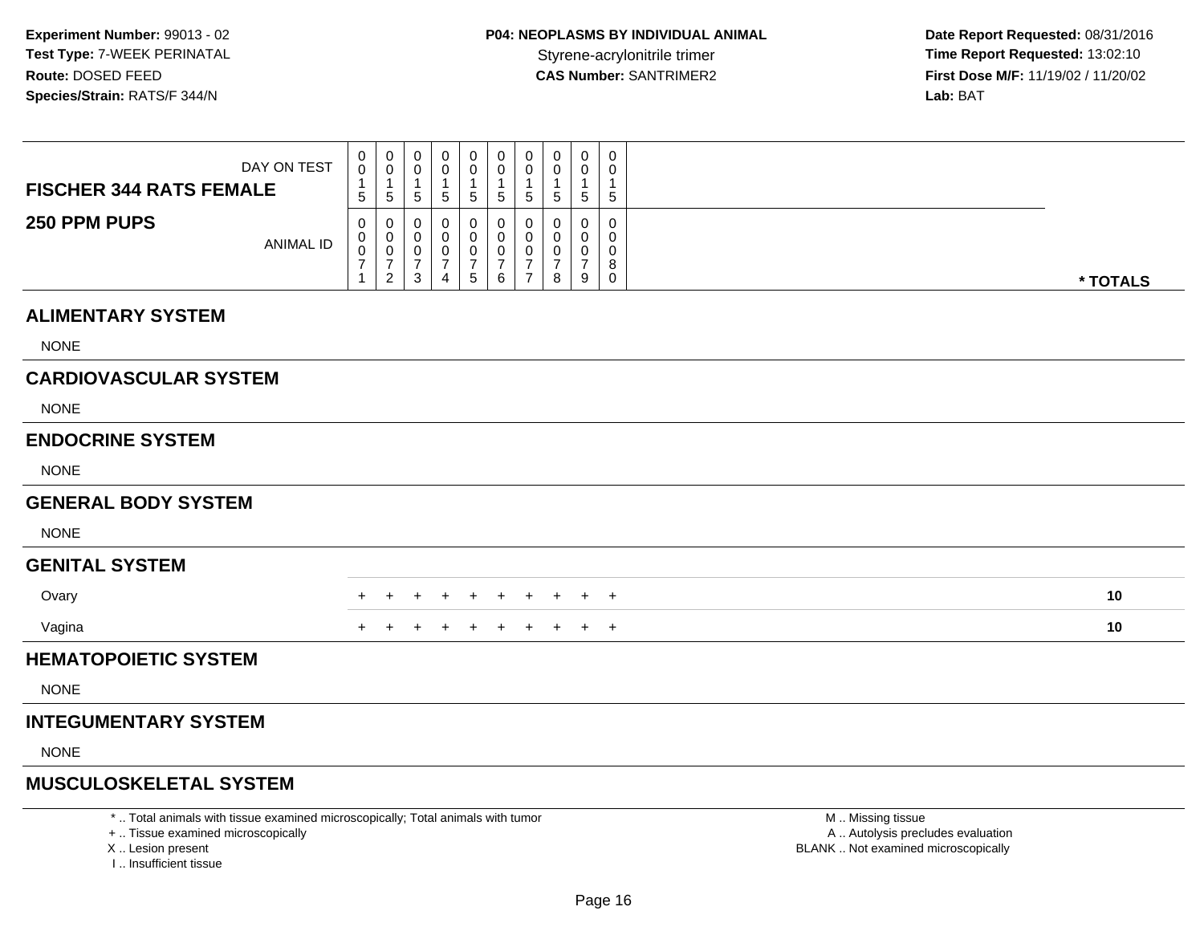**Experiment Number:** 99013 - 02
**Test Type:** 7-WEEK PERINATAL
**Route:** DOSED FEED
**Species/Strain:** RATS/F 344/N

**P04: NEOPLASMS BY INDIVIDUAL ANIMAL**
Styrene-acrylonitrile trimer
**CAS Number:** SANTRIMER2

**Date Report Requested:** 08/31/2016
**Time Report Requested:** 13:02:10
**First Dose M/F:** 11/19/02 / 11/20/02
**Lab:** BAT

| FISCHER 344 RATS FEMALE — DAY ON TEST | 0015 | 0015 | 0015 | 0015 | 0015 | 0015 | 0015 | 0015 | 0015 | 0015 | |
|---|---|---|---|---|---|---|---|---|---|---|---|
| **250 PPM PUPS** — ANIMAL ID | 00071 | 00072 | 00073 | 00074 | 00075 | 00076 | 00077 | 00078 | 00079 | 00080 | **\* TOTALS** |
| **ALIMENTARY SYSTEM** | | | | | | | | | | | |
| NONE | | | | | | | | | | | |
| **CARDIOVASCULAR SYSTEM** | | | | | | | | | | | |
| NONE | | | | | | | | | | | |
| **ENDOCRINE SYSTEM** | | | | | | | | | | | |
| NONE | | | | | | | | | | | |
| **GENERAL BODY SYSTEM** | | | | | | | | | | | |
| NONE | | | | | | | | | | | |
| **GENITAL SYSTEM** | | | | | | | | | | | |
| Ovary | + | + | + | + | + | + | + | + | + | + | **10** |
| Vagina | + | + | + | + | + | + | + | + | + | + | **10** |
| **HEMATOPOIETIC SYSTEM** | | | | | | | | | | | |
| NONE | | | | | | | | | | | |
| **INTEGUMENTARY SYSTEM** | | | | | | | | | | | |
| NONE | | | | | | | | | | | |
| **MUSCULOSKELETAL SYSTEM** | | | | | | | | | | | |

\* .. Total animals with tissue examined microscopically; Total animals with tumor
\+ .. Tissue examined microscopically
X .. Lesion present
I .. Insufficient tissue

M .. Missing tissue
A .. Autolysis precludes evaluation
BLANK .. Not examined microscopically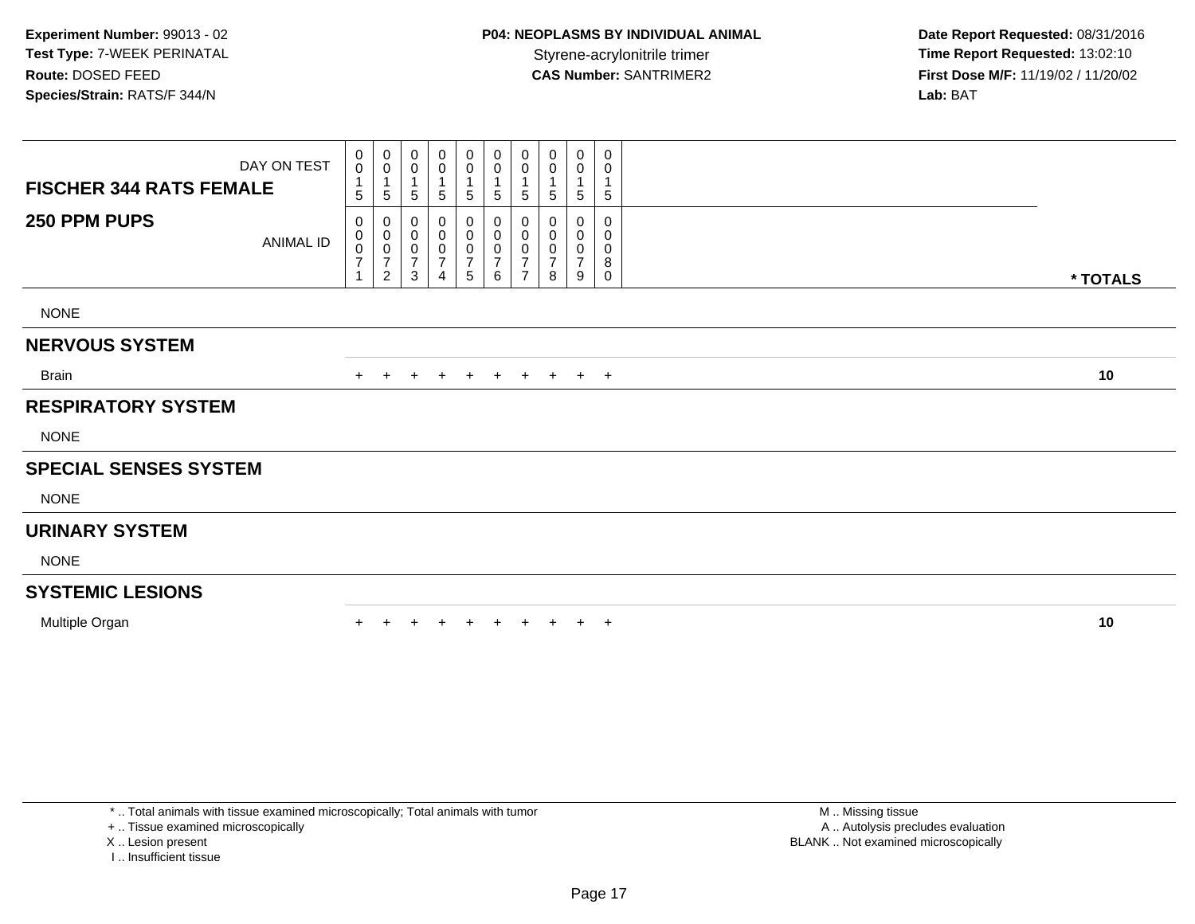**Experiment Number:** 99013 - 02
**Test Type:** 7-WEEK PERINATAL
**Route:** DOSED FEED
**Species/Strain:** RATS/F 344/N

**P04: NEOPLASMS BY INDIVIDUAL ANIMAL**
Styrene-acrylonitrile trimer
**CAS Number:** SANTRIMER2

**Date Report Requested:** 08/31/2016
**Time Report Requested:** 13:02:10
**First Dose M/F:** 11/19/02 / 11/20/02
**Lab:** BAT

| **FISCHER 344 RATS FEMALE** DAY ON TEST | 0 0 1 5 | 0 0 1 5 | 0 0 1 5 | 0 0 1 5 | 0 0 1 5 | 0 0 1 5 | 0 0 1 5 | 0 0 1 5 | 0 0 1 5 | 0 0 1 5 | |
|---|---|---|---|---|---|---|---|---|---|---|---|
| **250 PPM PUPS** ANIMAL ID | 0 0 0 7 1 | 0 0 0 7 2 | 0 0 0 7 3 | 0 0 0 7 4 | 0 0 0 7 5 | 0 0 0 7 6 | 0 0 0 7 7 | 0 0 0 7 8 | 0 0 0 7 9 | 0 0 0 8 0 | *** TOTALS** |
| NONE | | | | | | | | | | | |
| **NERVOUS SYSTEM** | | | | | | | | | | | |
| Brain | + | + | + | + | + | + | + | + | + | + | **10** |
| **RESPIRATORY SYSTEM** | | | | | | | | | | | |
| NONE | | | | | | | | | | | |
| **SPECIAL SENSES SYSTEM** | | | | | | | | | | | |
| NONE | | | | | | | | | | | |
| **URINARY SYSTEM** | | | | | | | | | | | |
| NONE | | | | | | | | | | | |
| **SYSTEMIC LESIONS** | | | | | | | | | | | |
| Multiple Organ | + | + | + | + | + | + | + | + | + | + | **10** |

* .. Total animals with tissue examined microscopically; Total animals with tumor
+ .. Tissue examined microscopically
X .. Lesion present
I .. Insufficient tissue

M .. Missing tissue
A .. Autolysis precludes evaluation
BLANK .. Not examined microscopically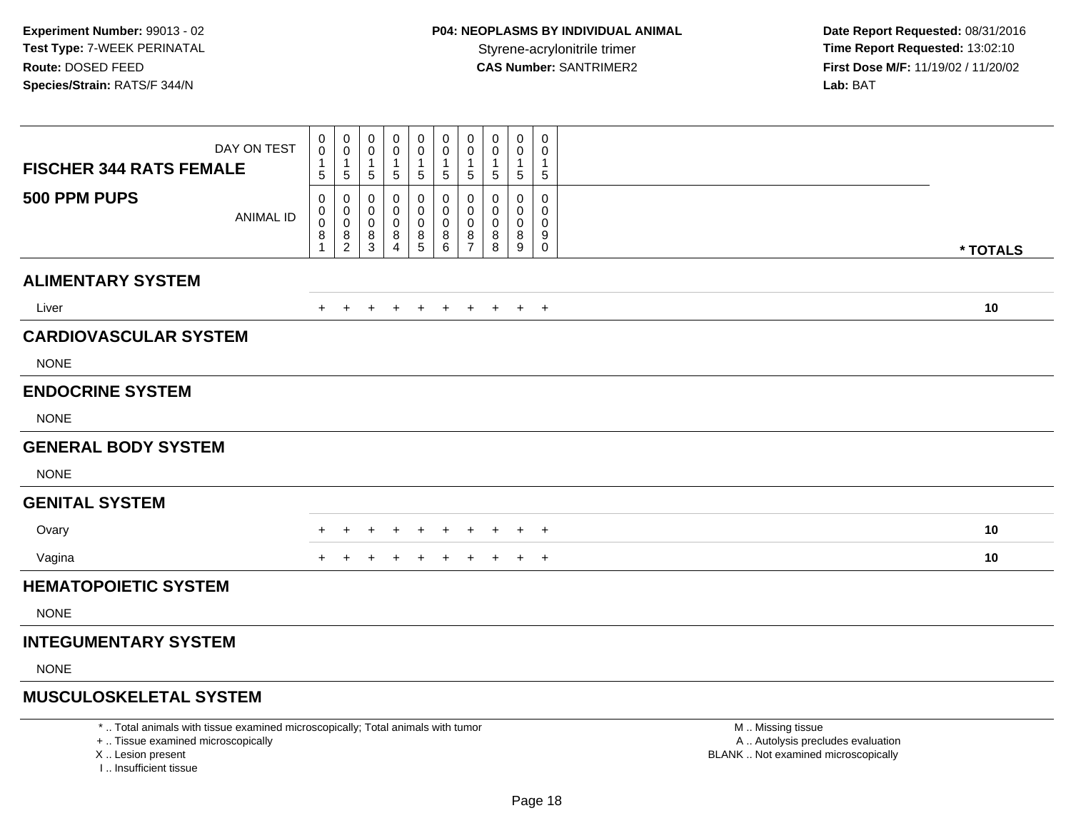**Experiment Number:** 99013 - 02
**Test Type:** 7-WEEK PERINATAL
**Route:** DOSED FEED
**Species/Strain:** RATS/F 344/N

**P04: NEOPLASMS BY INDIVIDUAL ANIMAL**
Styrene-acrylonitrile trimer
**CAS Number:** SANTRIMER2

**Date Report Requested:** 08/31/2016
**Time Report Requested:** 13:02:10
**First Dose M/F:** 11/19/02 / 11/20/02
**Lab:** BAT

| FISCHER 344 RATS FEMALE / 500 PPM PUPS | | | | | | | | | | | |
|---|---|---|---|---|---|---|---|---|---|---|---|
| DAY ON TEST | 0015 | 0015 | 0015 | 0015 | 0015 | 0015 | 0015 | 0015 | 0015 | 0015 | |
| ANIMAL ID | 00081 | 00082 | 00083 | 00084 | 00085 | 00086 | 00087 | 00088 | 00089 | 00090 | * TOTALS |
| **ALIMENTARY SYSTEM** | | | | | | | | | | | |
| Liver | + | + | + | + | + | + | + | + | + | + | 10 |
| **CARDIOVASCULAR SYSTEM** | | | | | | | | | | | |
| NONE | | | | | | | | | | | |
| **ENDOCRINE SYSTEM** | | | | | | | | | | | |
| NONE | | | | | | | | | | | |
| **GENERAL BODY SYSTEM** | | | | | | | | | | | |
| NONE | | | | | | | | | | | |
| **GENITAL SYSTEM** | | | | | | | | | | | |
| Ovary | + | + | + | + | + | + | + | + | + | + | 10 |
| Vagina | + | + | + | + | + | + | + | + | + | + | 10 |
| **HEMATOPOIETIC SYSTEM** | | | | | | | | | | | |
| NONE | | | | | | | | | | | |
| **INTEGUMENTARY SYSTEM** | | | | | | | | | | | |
| NONE | | | | | | | | | | | |
| **MUSCULOSKELETAL SYSTEM** | | | | | | | | | | | |

* .. Total animals with tissue examined microscopically; Total animals with tumor
+ .. Tissue examined microscopically
X .. Lesion present
I .. Insufficient tissue

M .. Missing tissue
A .. Autolysis precludes evaluation
BLANK .. Not examined microscopically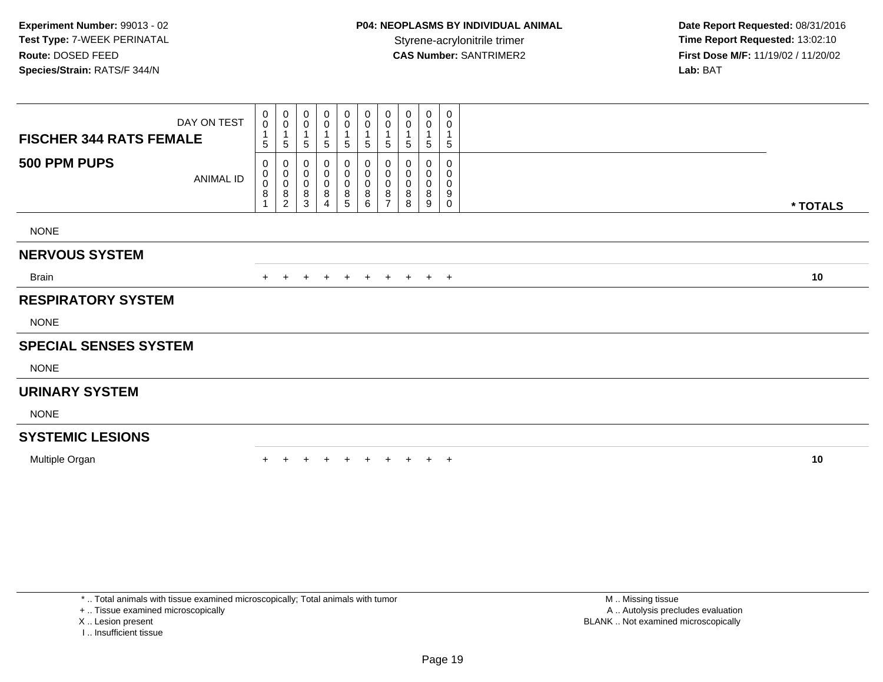**Experiment Number:** 99013 - 02
**Test Type:** 7-WEEK PERINATAL
**Route:** DOSED FEED
**Species/Strain:** RATS/F 344/N

**P04: NEOPLASMS BY INDIVIDUAL ANIMAL**
Styrene-acrylonitrile trimer
**CAS Number:** SANTRIMER2

**Date Report Requested:** 08/31/2016
**Time Report Requested:** 13:02:10
**First Dose M/F:** 11/19/02 / 11/20/02
**Lab:** BAT

| **FISCHER 344 RATS FEMALE** DAY ON TEST | 0<br>0<br>1<br>5 | 0<br>0<br>1<br>5 | 0<br>0<br>1<br>5 | 0<br>0<br>1<br>5 | 0<br>0<br>1<br>5 | 0<br>0<br>1<br>5 | 0<br>0<br>1<br>5 | 0<br>0<br>1<br>5 | 0<br>0<br>1<br>5 | 0<br>0<br>1<br>5 | |
|---|---|---|---|---|---|---|---|---|---|---|---|
| **500 PPM PUPS** ANIMAL ID | 0<br>0<br>0<br>8<br>1 | 0<br>0<br>0<br>8<br>2 | 0<br>0<br>0<br>8<br>3 | 0<br>0<br>0<br>8<br>4 | 0<br>0<br>0<br>8<br>5 | 0<br>0<br>0<br>8<br>6 | 0<br>0<br>0<br>8<br>7 | 0<br>0<br>0<br>8<br>8 | 0<br>0<br>0<br>8<br>9 | 0<br>0<br>0<br>9<br>0 | **\* TOTALS** |
| NONE | | | | | | | | | | | |
| **NERVOUS SYSTEM** | | | | | | | | | | | |
| Brain | + | + | + | + | + | + | + | + | + | + | **10** |
| **RESPIRATORY SYSTEM** | | | | | | | | | | | |
| NONE | | | | | | | | | | | |
| **SPECIAL SENSES SYSTEM** | | | | | | | | | | | |
| NONE | | | | | | | | | | | |
| **URINARY SYSTEM** | | | | | | | | | | | |
| NONE | | | | | | | | | | | |
| **SYSTEMIC LESIONS** | | | | | | | | | | | |
| Multiple Organ | + | + | + | + | + | + | + | + | + | + | **10** |

\* .. Total animals with tissue examined microscopically; Total animals with tumor
\+ .. Tissue examined microscopically
X .. Lesion present
I .. Insufficient tissue

M .. Missing tissue
A .. Autolysis precludes evaluation
BLANK .. Not examined microscopically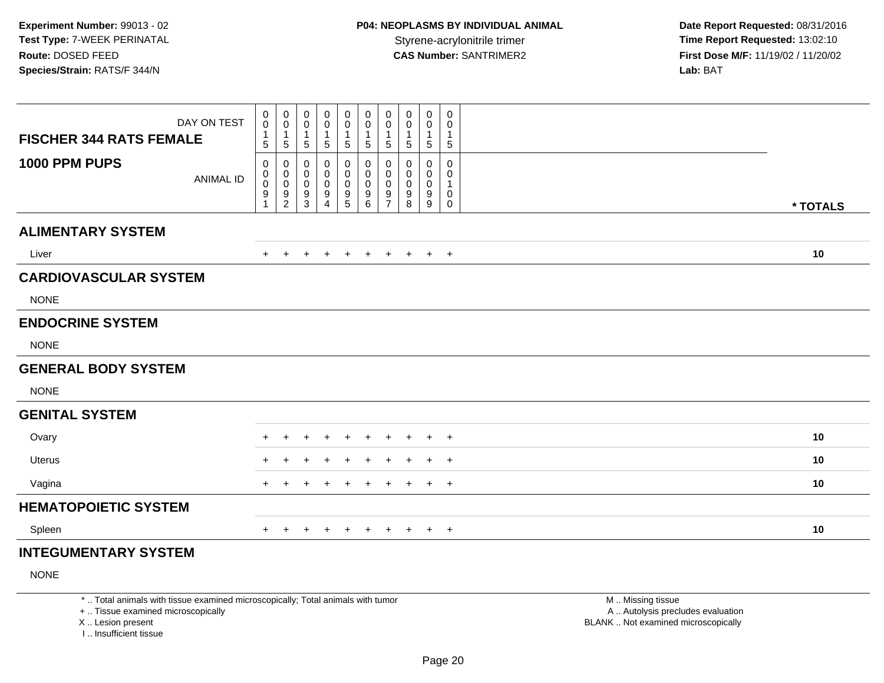Experiment Number: 99013 - 02
Test Type: 7-WEEK PERINATAL
Route: DOSED FEED
Species/Strain: RATS/F 344/N

**P04: NEOPLASMS BY INDIVIDUAL ANIMAL**
Styrene-acrylonitrile trimer
**CAS Number:** SANTRIMER2

Date Report Requested: 08/31/2016
Time Report Requested: 13:02:10
First Dose M/F: 11/19/02 / 11/20/02
Lab: BAT

| FISCHER 344 RATS FEMALE<br>1000 PPM PUPS | DAY ON TEST | 0015 | 0015 | 0015 | 0015 | 0015 | 0015 | 0015 | 0015 | 0015 | 0015 | |
|---|---|---|---|---|---|---|---|---|---|---|---|---|
| | ANIMAL ID | 00091 | 00092 | 00093 | 00094 | 00095 | 00096 | 00097 | 00098 | 00099 | 00100 | * TOTALS |
| **ALIMENTARY SYSTEM** | | | | | | | | | | | | |
| Liver | | + | + | + | + | + | + | + | + | + | + | 10 |
| **CARDIOVASCULAR SYSTEM** | | | | | | | | | | | | |
| NONE | | | | | | | | | | | | |
| **ENDOCRINE SYSTEM** | | | | | | | | | | | | |
| NONE | | | | | | | | | | | | |
| **GENERAL BODY SYSTEM** | | | | | | | | | | | | |
| NONE | | | | | | | | | | | | |
| **GENITAL SYSTEM** | | | | | | | | | | | | |
| Ovary | | + | + | + | + | + | + | + | + | + | + | 10 |
| Uterus | | + | + | + | + | + | + | + | + | + | + | 10 |
| Vagina | | + | + | + | + | + | + | + | + | + | + | 10 |
| **HEMATOPOIETIC SYSTEM** | | | | | | | | | | | | |
| Spleen | | + | + | + | + | + | + | + | + | + | + | 10 |
| **INTEGUMENTARY SYSTEM** | | | | | | | | | | | | |
| NONE | | | | | | | | | | | | |

* .. Total animals with tissue examined microscopically; Total animals with tumor
+ .. Tissue examined microscopically
X .. Lesion present
I .. Insufficient tissue

M .. Missing tissue
A .. Autolysis precludes evaluation
BLANK .. Not examined microscopically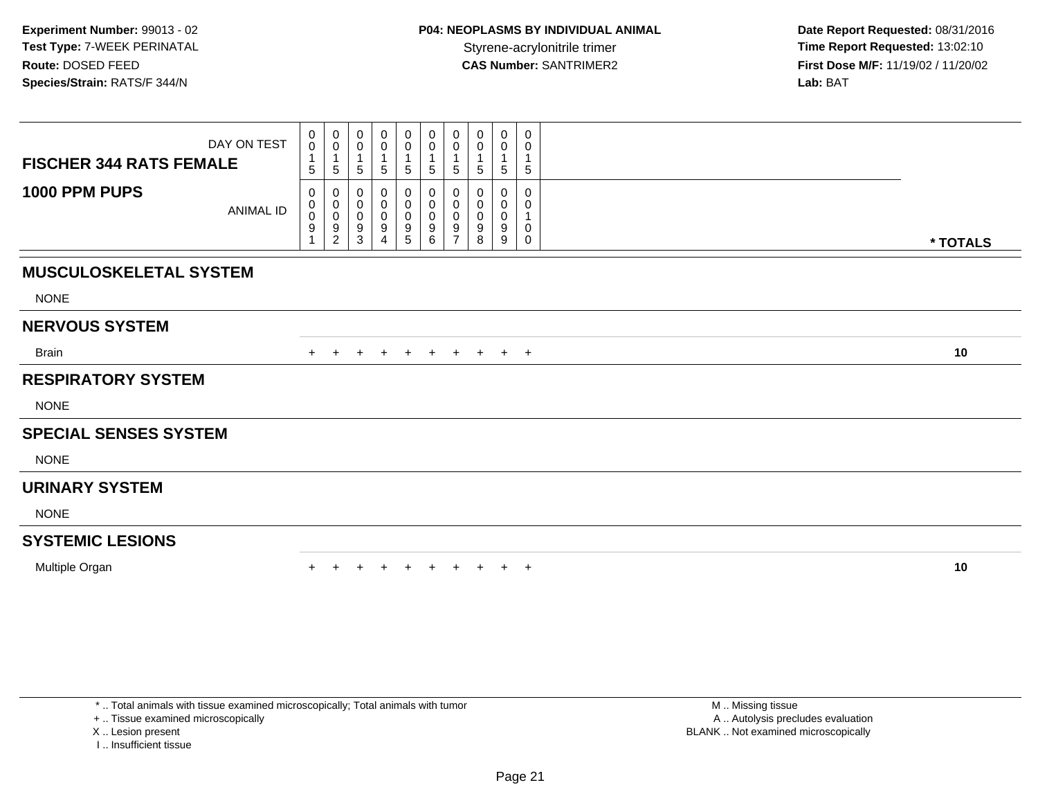**Experiment Number:** 99013 - 02
**Test Type:** 7-WEEK PERINATAL
**Route:** DOSED FEED
**Species/Strain:** RATS/F 344/N

**P04: NEOPLASMS BY INDIVIDUAL ANIMAL**
Styrene-acrylonitrile trimer
**CAS Number:** SANTRIMER2

**Date Report Requested:** 08/31/2016
**Time Report Requested:** 13:02:10
**First Dose M/F:** 11/19/02 / 11/20/02
**Lab:** BAT

| FISCHER 344 RATS FEMALE — DAY ON TEST | 0015 | 0015 | 0015 | 0015 | 0015 | 0015 | 0015 | 0015 | 0015 | 0015 | |
|---|---|---|---|---|---|---|---|---|---|---|---|
| **1000 PPM PUPS** — ANIMAL ID | 00091 | 00092 | 00093 | 00094 | 00095 | 00096 | 00097 | 00098 | 00099 | 00100 | *** TOTALS** |
| **MUSCULOSKELETAL SYSTEM** | | | | | | | | | | | |
| NONE | | | | | | | | | | | |
| **NERVOUS SYSTEM** | | | | | | | | | | | |
| Brain | + | + | + | + | + | + | + | + | + | + | **10** |
| **RESPIRATORY SYSTEM** | | | | | | | | | | | |
| NONE | | | | | | | | | | | |
| **SPECIAL SENSES SYSTEM** | | | | | | | | | | | |
| NONE | | | | | | | | | | | |
| **URINARY SYSTEM** | | | | | | | | | | | |
| NONE | | | | | | | | | | | |
| **SYSTEMIC LESIONS** | | | | | | | | | | | |
| Multiple Organ | + | + | + | + | + | + | + | + | + | + | **10** |

* .. Total animals with tissue examined microscopically; Total animals with tumor
+ .. Tissue examined microscopically
X .. Lesion present
I .. Insufficient tissue

M .. Missing tissue
A .. Autolysis precludes evaluation
BLANK .. Not examined microscopically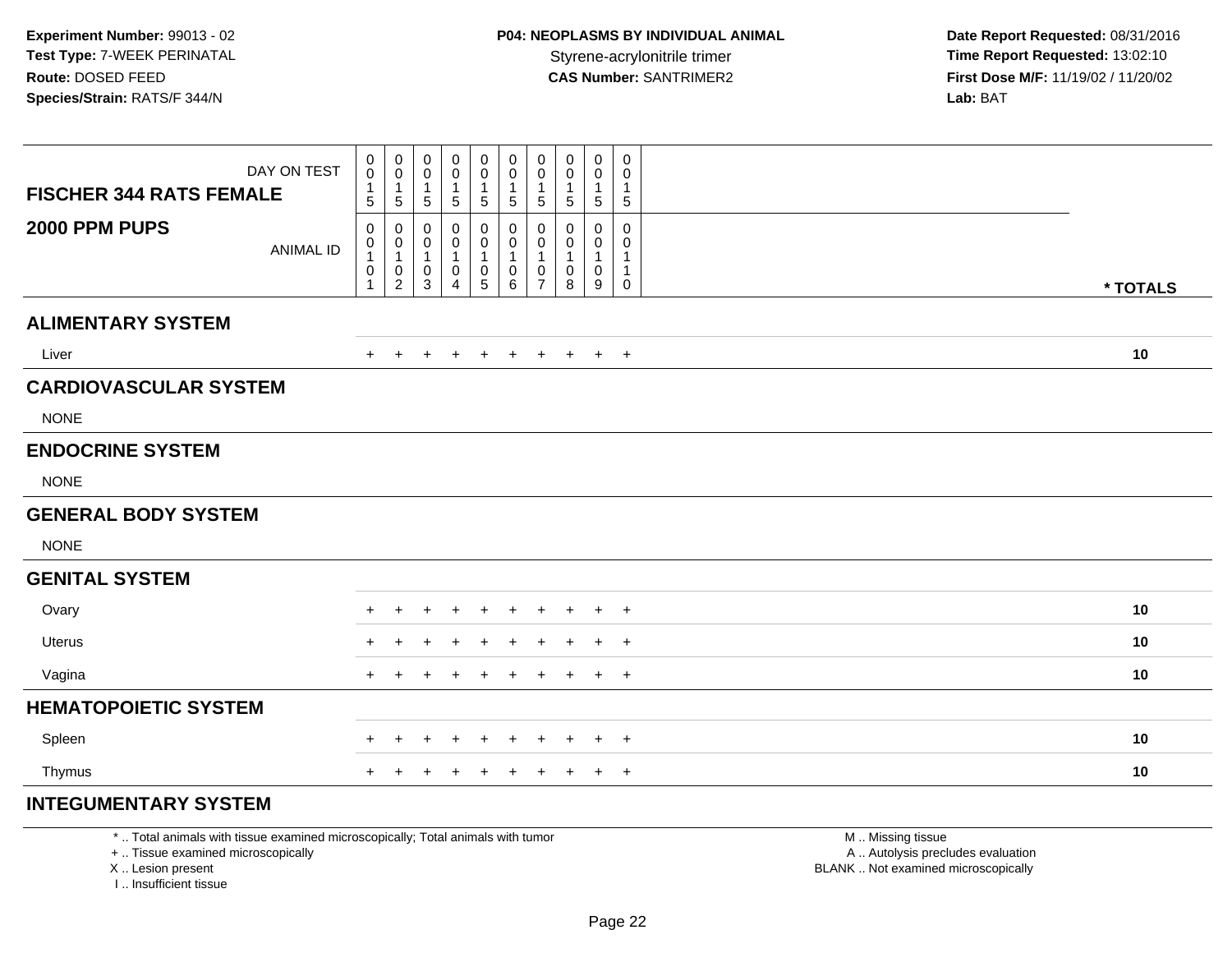**Experiment Number:** 99013 - 02
**Test Type:** 7-WEEK PERINATAL
**Route:** DOSED FEED
**Species/Strain:** RATS/F 344/N

**P04: NEOPLASMS BY INDIVIDUAL ANIMAL**
Styrene-acrylonitrile trimer
**CAS Number:** SANTRIMER2

**Date Report Requested:** 08/31/2016
**Time Report Requested:** 13:02:10
**First Dose M/F:** 11/19/02 / 11/20/02
**Lab:** BAT

| FISCHER 344 RATS FEMALE — 2000 PPM PUPS | | | | | | | | | | | |
|---|---|---|---|---|---|---|---|---|---|---|---|
| DAY ON TEST | 0015 | 0015 | 0015 | 0015 | 0015 | 0015 | 0015 | 0015 | 0015 | 0015 | |
| ANIMAL ID | 00101 | 00102 | 00103 | 00104 | 00105 | 00106 | 00107 | 00108 | 00109 | 00110 | * TOTALS |
| **ALIMENTARY SYSTEM** | | | | | | | | | | | |
| Liver | + | + | + | + | + | + | + | + | + | + | 10 |
| **CARDIOVASCULAR SYSTEM** | | | | | | | | | | | |
| NONE | | | | | | | | | | | |
| **ENDOCRINE SYSTEM** | | | | | | | | | | | |
| NONE | | | | | | | | | | | |
| **GENERAL BODY SYSTEM** | | | | | | | | | | | |
| NONE | | | | | | | | | | | |
| **GENITAL SYSTEM** | | | | | | | | | | | |
| Ovary | + | + | + | + | + | + | + | + | + | + | 10 |
| Uterus | + | + | + | + | + | + | + | + | + | + | 10 |
| Vagina | + | + | + | + | + | + | + | + | + | + | 10 |
| **HEMATOPOIETIC SYSTEM** | | | | | | | | | | | |
| Spleen | + | + | + | + | + | + | + | + | + | + | 10 |
| Thymus | + | + | + | + | + | + | + | + | + | + | 10 |
| **INTEGUMENTARY SYSTEM** | | | | | | | | | | | |

* .. Total animals with tissue examined microscopically; Total animals with tumor
+ .. Tissue examined microscopically
X .. Lesion present
I .. Insufficient tissue

M .. Missing tissue
A .. Autolysis precludes evaluation
BLANK .. Not examined microscopically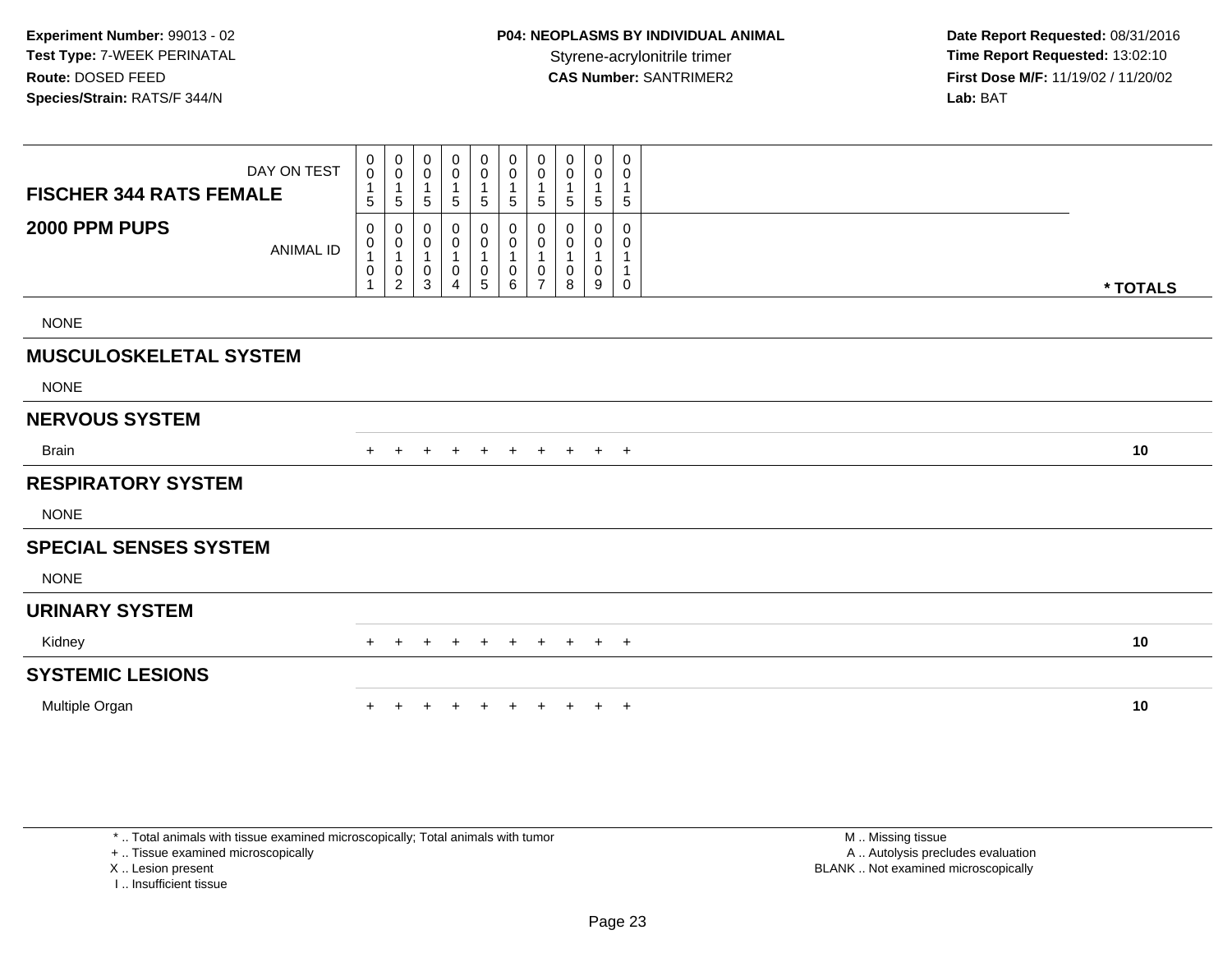**Experiment Number:** 99013 - 02
**Test Type:** 7-WEEK PERINATAL
**Route:** DOSED FEED
**Species/Strain:** RATS/F 344/N

**P04: NEOPLASMS BY INDIVIDUAL ANIMAL**
Styrene-acrylonitrile trimer
**CAS Number:** SANTRIMER2

**Date Report Requested:** 08/31/2016
**Time Report Requested:** 13:02:10
**First Dose M/F:** 11/19/02 / 11/20/02
**Lab:** BAT

| FISCHER 344 RATS FEMALE — DAY ON TEST | 0015 | 0015 | 0015 | 0015 | 0015 | 0015 | 0015 | 0015 | 0015 | 0015 | |
|---|---|---|---|---|---|---|---|---|---|---|---|
| **2000 PPM PUPS** — ANIMAL ID | 00101 | 00102 | 00103 | 00104 | 00105 | 00106 | 00107 | 00108 | 00109 | 00110 | *** TOTALS** |
| NONE | | | | | | | | | | | |
| **MUSCULOSKELETAL SYSTEM** | | | | | | | | | | | |
| NONE | | | | | | | | | | | |
| **NERVOUS SYSTEM** | | | | | | | | | | | |
| Brain | + | + | + | + | + | + | + | + | + | + | **10** |
| **RESPIRATORY SYSTEM** | | | | | | | | | | | |
| NONE | | | | | | | | | | | |
| **SPECIAL SENSES SYSTEM** | | | | | | | | | | | |
| NONE | | | | | | | | | | | |
| **URINARY SYSTEM** | | | | | | | | | | | |
| Kidney | + | + | + | + | + | + | + | + | + | + | **10** |
| **SYSTEMIC LESIONS** | | | | | | | | | | | |
| Multiple Organ | + | + | + | + | + | + | + | + | + | + | **10** |

* .. Total animals with tissue examined microscopically; Total animals with tumor
+ .. Tissue examined microscopically
X .. Lesion present
I .. Insufficient tissue

M .. Missing tissue
A .. Autolysis precludes evaluation
BLANK .. Not examined microscopically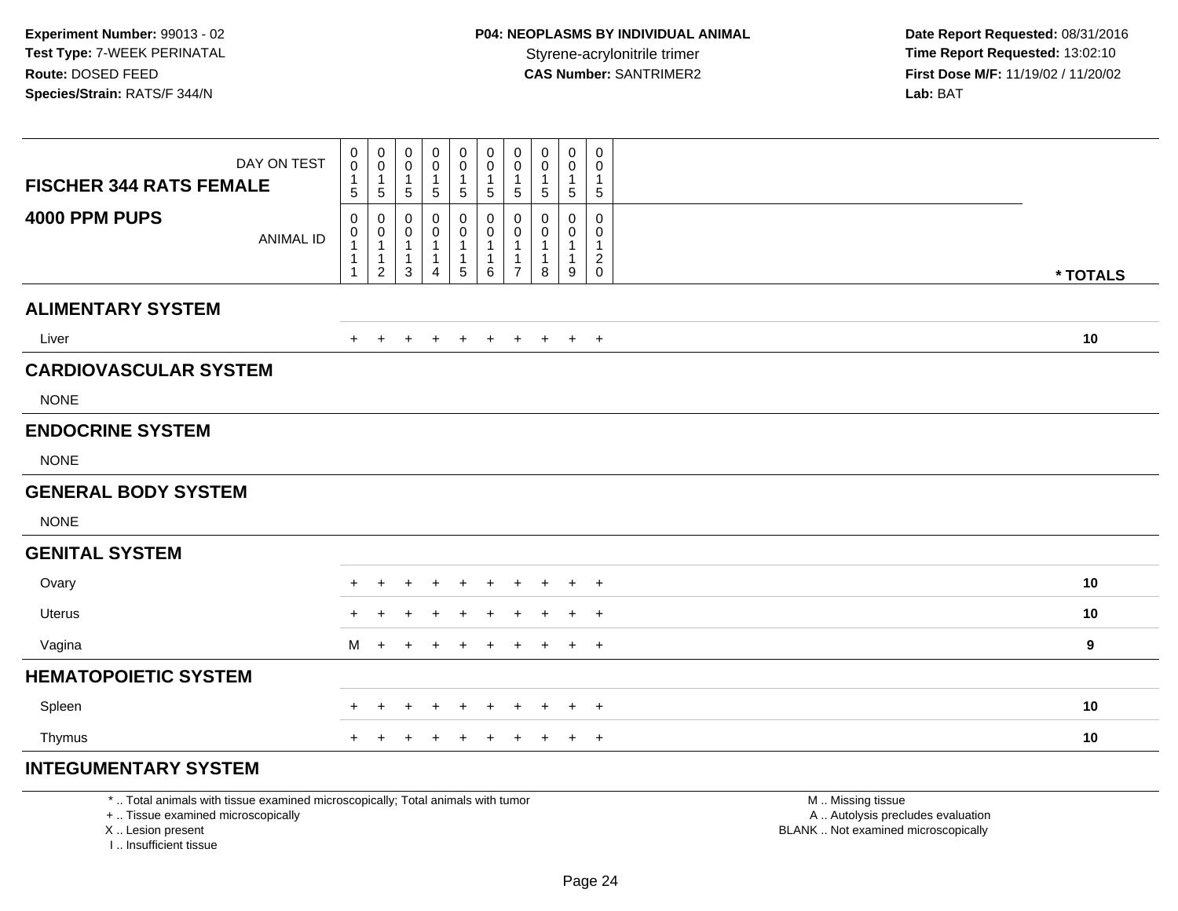**Experiment Number:** 99013 - 02
**Test Type:** 7-WEEK PERINATAL
**Route:** DOSED FEED
**Species/Strain:** RATS/F 344/N

**P04: NEOPLASMS BY INDIVIDUAL ANIMAL**
Styrene-acrylonitrile trimer
**CAS Number:** SANTRIMER2

**Date Report Requested:** 08/31/2016
**Time Report Requested:** 13:02:10
**First Dose M/F:** 11/19/02 / 11/20/02
**Lab:** BAT

| FISCHER 344 RATS FEMALE 4000 PPM PUPS | | | | | | | | | | | |
|---|---|---|---|---|---|---|---|---|---|---|---|
| DAY ON TEST | 0015 | 0015 | 0015 | 0015 | 0015 | 0015 | 0015 | 0015 | 0015 | 0015 | |
| ANIMAL ID | 00111 | 00112 | 00113 | 00114 | 00115 | 00116 | 00117 | 00118 | 00119 | 00120 | * TOTALS |
| **ALIMENTARY SYSTEM** | | | | | | | | | | | |
| Liver | + | + | + | + | + | + | + | + | + | + | 10 |
| **CARDIOVASCULAR SYSTEM** | | | | | | | | | | | |
| NONE | | | | | | | | | | | |
| **ENDOCRINE SYSTEM** | | | | | | | | | | | |
| NONE | | | | | | | | | | | |
| **GENERAL BODY SYSTEM** | | | | | | | | | | | |
| NONE | | | | | | | | | | | |
| **GENITAL SYSTEM** | | | | | | | | | | | |
| Ovary | + | + | + | + | + | + | + | + | + | + | 10 |
| Uterus | + | + | + | + | + | + | + | + | + | + | 10 |
| Vagina | M | + | + | + | + | + | + | + | + | + | 9 |
| **HEMATOPOIETIC SYSTEM** | | | | | | | | | | | |
| Spleen | + | + | + | + | + | + | + | + | + | + | 10 |
| Thymus | + | + | + | + | + | + | + | + | + | + | 10 |
| **INTEGUMENTARY SYSTEM** | | | | | | | | | | | |

* .. Total animals with tissue examined microscopically; Total animals with tumor
+ .. Tissue examined microscopically
X .. Lesion present
I .. Insufficient tissue

M .. Missing tissue
A .. Autolysis precludes evaluation
BLANK .. Not examined microscopically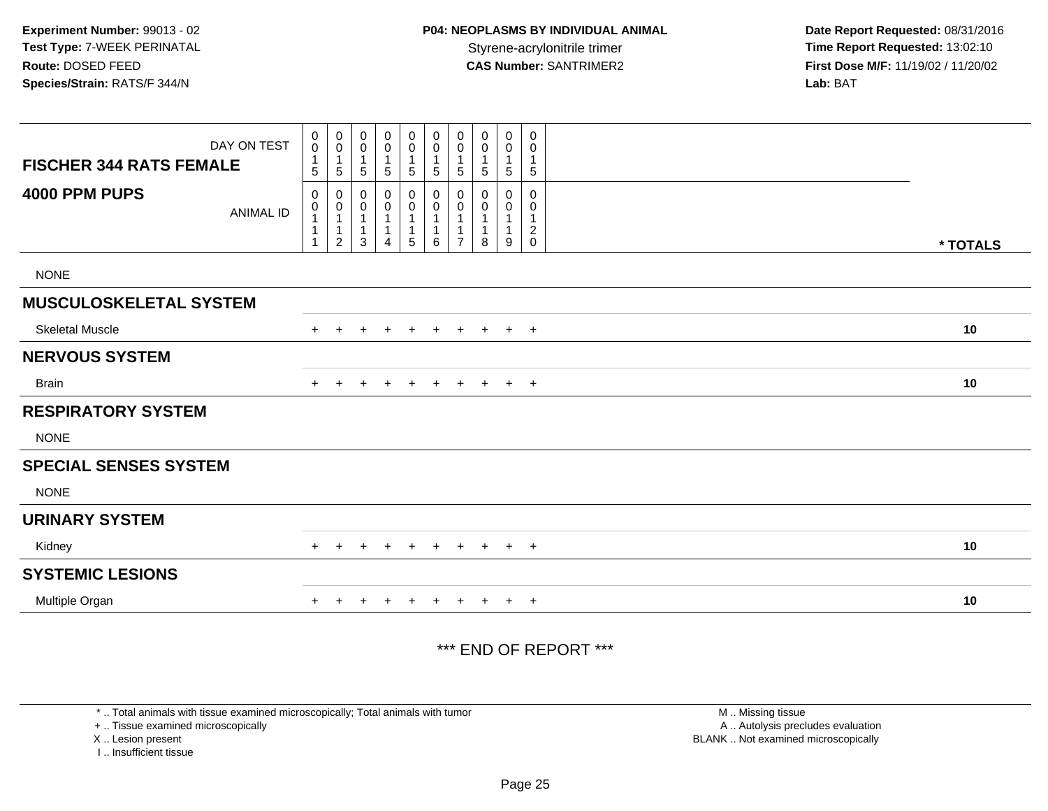**Experiment Number:** 99013 - 02
**Test Type:** 7-WEEK PERINATAL
**Route:** DOSED FEED
**Species/Strain:** RATS/F 344/N

**P04: NEOPLASMS BY INDIVIDUAL ANIMAL**
Styrene-acrylonitrile trimer
**CAS Number:** SANTRIMER2

**Date Report Requested:** 08/31/2016
**Time Report Requested:** 13:02:10
**First Dose M/F:** 11/19/02 / 11/20/02
**Lab:** BAT

| FISCHER 344 RATS FEMALE 4000 PPM PUPS | | | | | | | | | | | |
|---|---|---|---|---|---|---|---|---|---|---|---|
| DAY ON TEST | 0015 | 0015 | 0015 | 0015 | 0015 | 0015 | 0015 | 0015 | 0015 | 0015 | |
| ANIMAL ID | 00111 | 00112 | 00113 | 00114 | 00115 | 00116 | 00117 | 00118 | 00119 | 00120 | * TOTALS |
| NONE | | | | | | | | | | | |
| **MUSCULOSKELETAL SYSTEM** | | | | | | | | | | | |
| Skeletal Muscle | + | + | + | + | + | + | + | + | + | + | 10 |
| **NERVOUS SYSTEM** | | | | | | | | | | | |
| Brain | + | + | + | + | + | + | + | + | + | + | 10 |
| **RESPIRATORY SYSTEM** | | | | | | | | | | | |
| NONE | | | | | | | | | | | |
| **SPECIAL SENSES SYSTEM** | | | | | | | | | | | |
| NONE | | | | | | | | | | | |
| **URINARY SYSTEM** | | | | | | | | | | | |
| Kidney | + | + | + | + | + | + | + | + | + | + | 10 |
| **SYSTEMIC LESIONS** | | | | | | | | | | | |
| Multiple Organ | + | + | + | + | + | + | + | + | + | + | 10 |

*** END OF REPORT ***

\* .. Total animals with tissue examined microscopically; Total animals with tumor
\+ .. Tissue examined microscopically
X .. Lesion present
I .. Insufficient tissue

M .. Missing tissue
A .. Autolysis precludes evaluation
BLANK .. Not examined microscopically